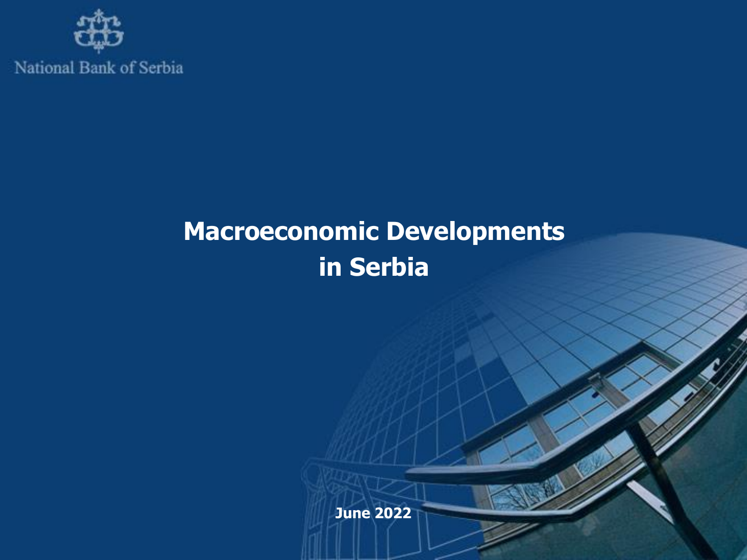National Bank of Serbia

# Macroeconomic Developments in Serbia

**June 2022**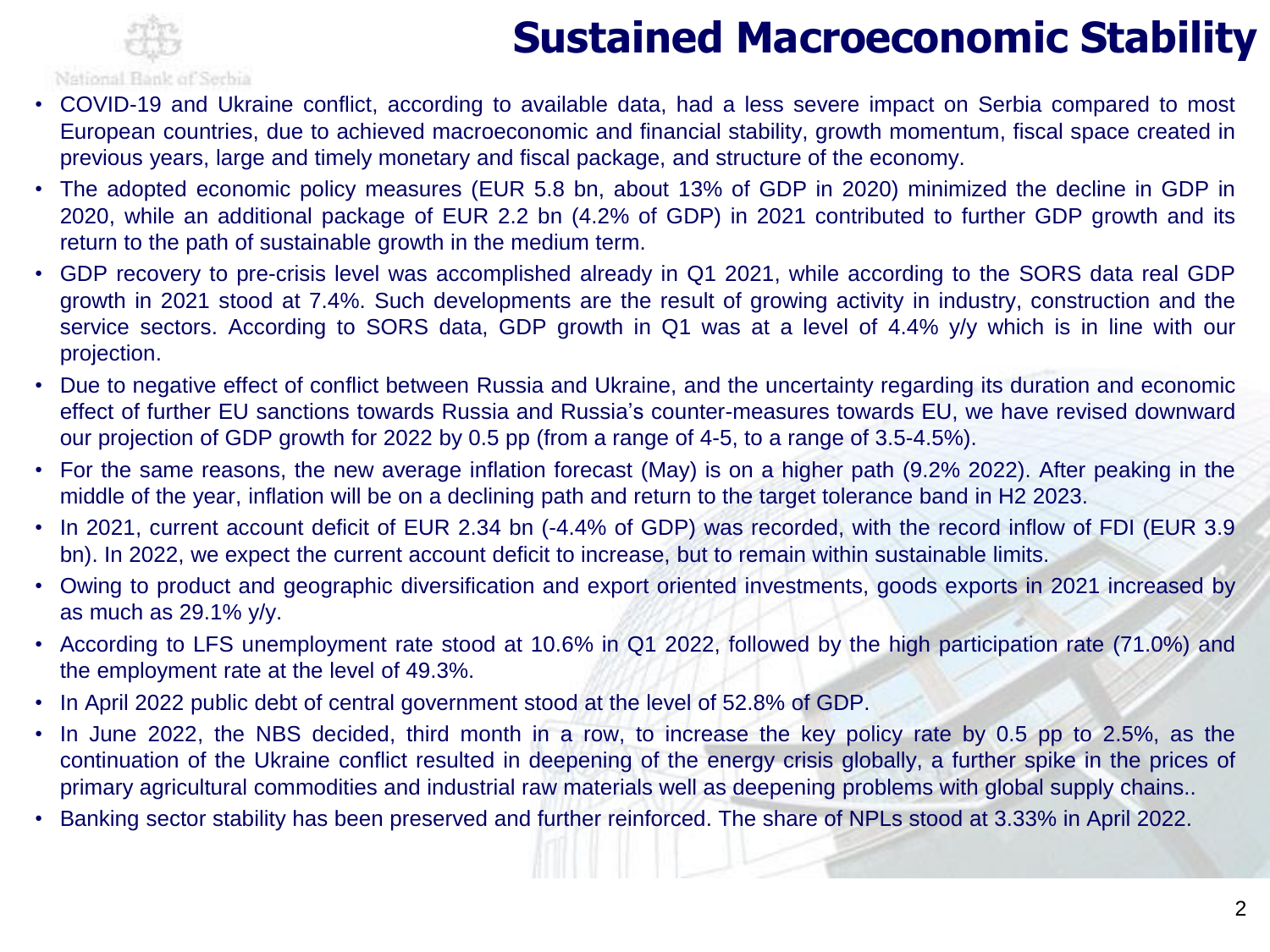# Sustained Macroeconomic Stability

- COVID-19 and Ukraine conflict, according to available data, had a less severe impact on Serbia compared to most European countries, due to achieved macroeconomic and financial stability, growth momentum, fiscal space created in previous years, large and timely monetary and fiscal package, and structure of the economy.
- The adopted economic policy measures (EUR 5.8 bn, about 13% of GDP in 2020) minimized the decline in GDP in 2020, while an additional package of EUR 2.2 bn (4.2% of GDP) in 2021 contributed to further GDP growth and its return to the path of sustainable growth in the medium term.
- GDP recovery to pre-crisis level was accomplished already in Q1 2021, while according to the SORS data real GDP growth in 2021 stood at 7.4%. Such developments are the result of growing activity in industry, construction and the service sectors. According to SORS data, GDP growth in Q1 was at a level of 4.4% y/y which is in line with our projection.
- Due to negative effect of conflict between Russia and Ukraine, and the uncertainty regarding its duration and economic effect of further EU sanctions towards Russia and Russia's counter-measures towards EU, we have revised downward our projection of GDP growth for 2022 by 0.5 pp (from a range of 4-5, to a range of 3.5-4.5%).
- For the same reasons, the new average inflation forecast (May) is on a higher path (9.2% 2022). After peaking in the middle of the year, inflation will be on a declining path and return to the target tolerance band in H2 2023.
- In 2021, current account deficit of EUR 2.34 bn (-4.4% of GDP) was recorded, with the record inflow of FDI (EUR 3.9 bn). In 2022, we expect the current account deficit to increase, but to remain within sustainable limits.
- Owing to product and geographic diversification and export oriented investments, goods exports in 2021 increased by as much as 29.1% y/y.
- According to LFS unemployment rate stood at 10.6% in Q1 2022, followed by the high participation rate (71.0%) and the employment rate at the level of 49.3%.
- In April 2022 public debt of central government stood at the level of 52.8% of GDP.
- In June 2022, the NBS decided, third month in a row, to increase the key policy rate by 0.5 pp to 2.5%, as the continuation of the Ukraine conflict resulted in deepening of the energy crisis globally, a further spike in the prices of primary agricultural commodities and industrial raw materials well as deepening problems with global supply chains..
- Banking sector stability has been preserved and further reinforced. The share of NPLs stood at 3.33% in April 2022.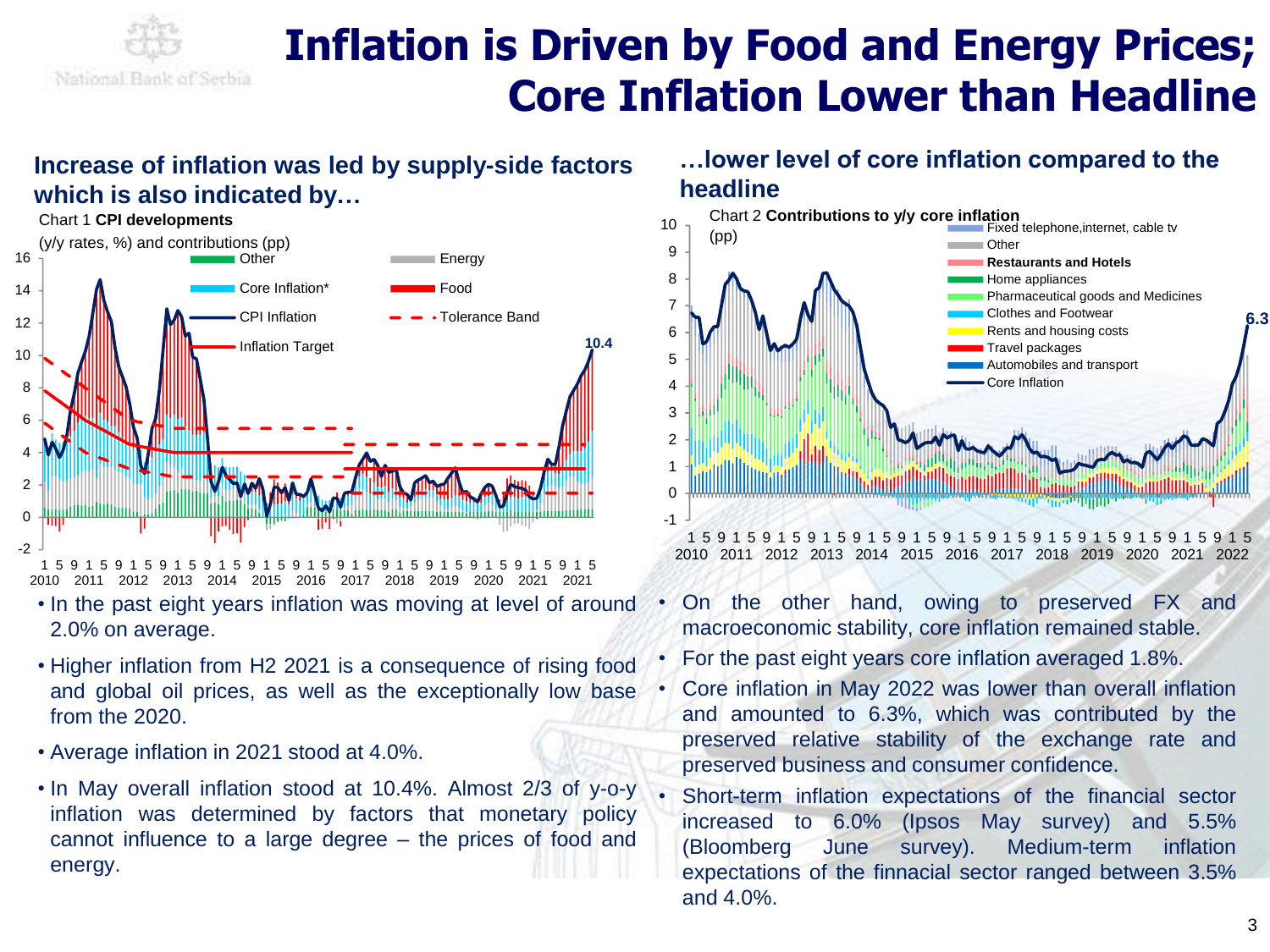# Inflation is Driven by Food and Energy Prices; Core Inflation Lower than Headline

## Increase of inflation was led by supply-side factors which is also indicated by…

Chart 1 **CPI developments**

(y/y rates, %) and contributions (pp)

- In the past eight years inflation was moving at level of around 2.0% on average.
- Higher inflation from H2 2021 is a consequence of rising food and global oil prices, as well as the exceptionally low base from the 2020.
- Average inflation in 2021 stood at 4.0%.
- In May overall inflation stood at 10.4%. Almost 2/3 of y-o-y inflation was determined by factors that monetary policy cannot influence to a large degree – the prices of food and energy.

## …lower level of core inflation compared to the headline

Chart 2 **Contributions to y/y core inflation**

(pp)

- On the other hand, owing to preserved FX and macroeconomic stability, core inflation remained stable.
- For the past eight years core inflation averaged 1.8%.
- Core inflation in May 2022 was lower than overall inflation and amounted to 6.3%, which was contributed by the preserved relative stability of the exchange rate and preserved business and consumer confidence.
- Short-term inflation expectations of the financial sector increased to 6.0% (Ipsos May survey) and 5.5% (Bloomberg June survey). Medium-term inflation expectations of the finnacial sector ranged between 3.5% and 4.0%.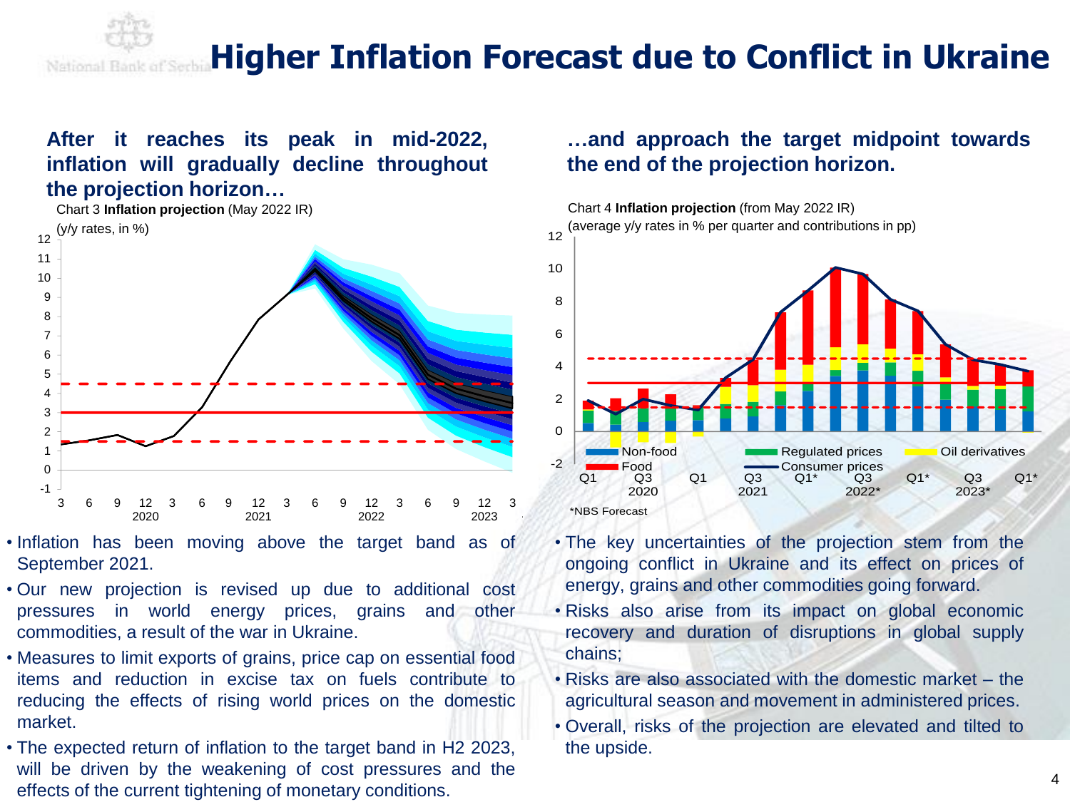# Higher Inflation Forecast due to Conflict in Ukraine

**After it reaches its peak in mid-2022, inflation will gradually decline throughout the projection horizon…**

Chart 3 **Inflation projection** (May 2022 IR)

(y/y rates, in %)

- Inflation has been moving above the target band as of September 2021.
- Our new projection is revised up due to additional cost pressures in world energy prices, grains and other commodities, a result of the war in Ukraine.
- Measures to limit exports of grains, price cap on essential food items and reduction in excise tax on fuels contribute to reducing the effects of rising world prices on the domestic market.
- The expected return of inflation to the target band in H2 2023, will be driven by the weakening of cost pressures and the effects of the current tightening of monetary conditions.

**…and approach the target midpoint towards the end of the projection horizon.**

Chart 4 **Inflation projection** (from May 2022 IR)

(average y/y rates in % per quarter and contributions in pp)

*NBS Forecast

- The key uncertainties of the projection stem from the ongoing conflict in Ukraine and its effect on prices of energy, grains and other commodities going forward.
- Risks also arise from its impact on global economic recovery and duration of disruptions in global supply chains;
- Risks are also associated with the domestic market – the agricultural season and movement in administered prices.
- Overall, risks of the projection are elevated and tilted to the upside.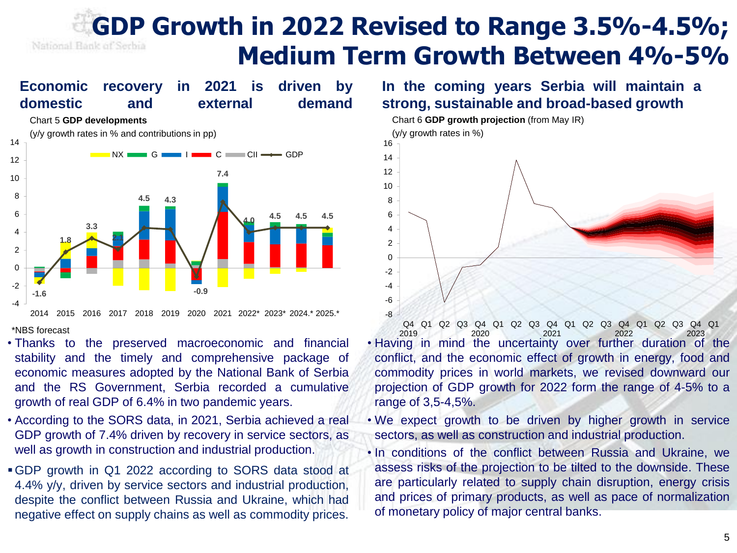# GDP Growth in 2022 Revised to Range 3.5%-4.5%; Medium Term Growth Between 4%-5%

## Economic recovery in 2021 is driven by domestic and external demand

Chart 5 **GDP developments**

(y/y growth rates in % and contributions in pp)

*NBS forecast

- Thanks to the preserved macroeconomic and financial stability and the timely and comprehensive package of economic measures adopted by the National Bank of Serbia and the RS Government, Serbia recorded a cumulative growth of real GDP of 6.4% in two pandemic years.
- According to the SORS data, in 2021, Serbia achieved a real GDP growth of 7.4% driven by recovery in service sectors, as well as growth in construction and industrial production.
- GDP growth in Q1 2022 according to SORS data stood at 4.4% y/y, driven by service sectors and industrial production, despite the conflict between Russia and Ukraine, which had negative effect on supply chains as well as commodity prices.

## In the coming years Serbia will maintain a strong, sustainable and broad-based growth

Chart 6 **GDP growth projection** (from May IR)

(y/y growth rates in %)

- Having in mind the uncertainty over further duration of the conflict, and the economic effect of growth in energy, food and commodity prices in world markets, we revised downward our projection of GDP growth for 2022 form the range of 4-5% to a range of 3,5-4,5%.
- We expect growth to be driven by higher growth in service sectors, as well as construction and industrial production.
- In conditions of the conflict between Russia and Ukraine, we assess risks of the projection to be tilted to the downside. These are particularly related to supply chain disruption, energy crisis and prices of primary products, as well as pace of normalization of monetary policy of major central banks.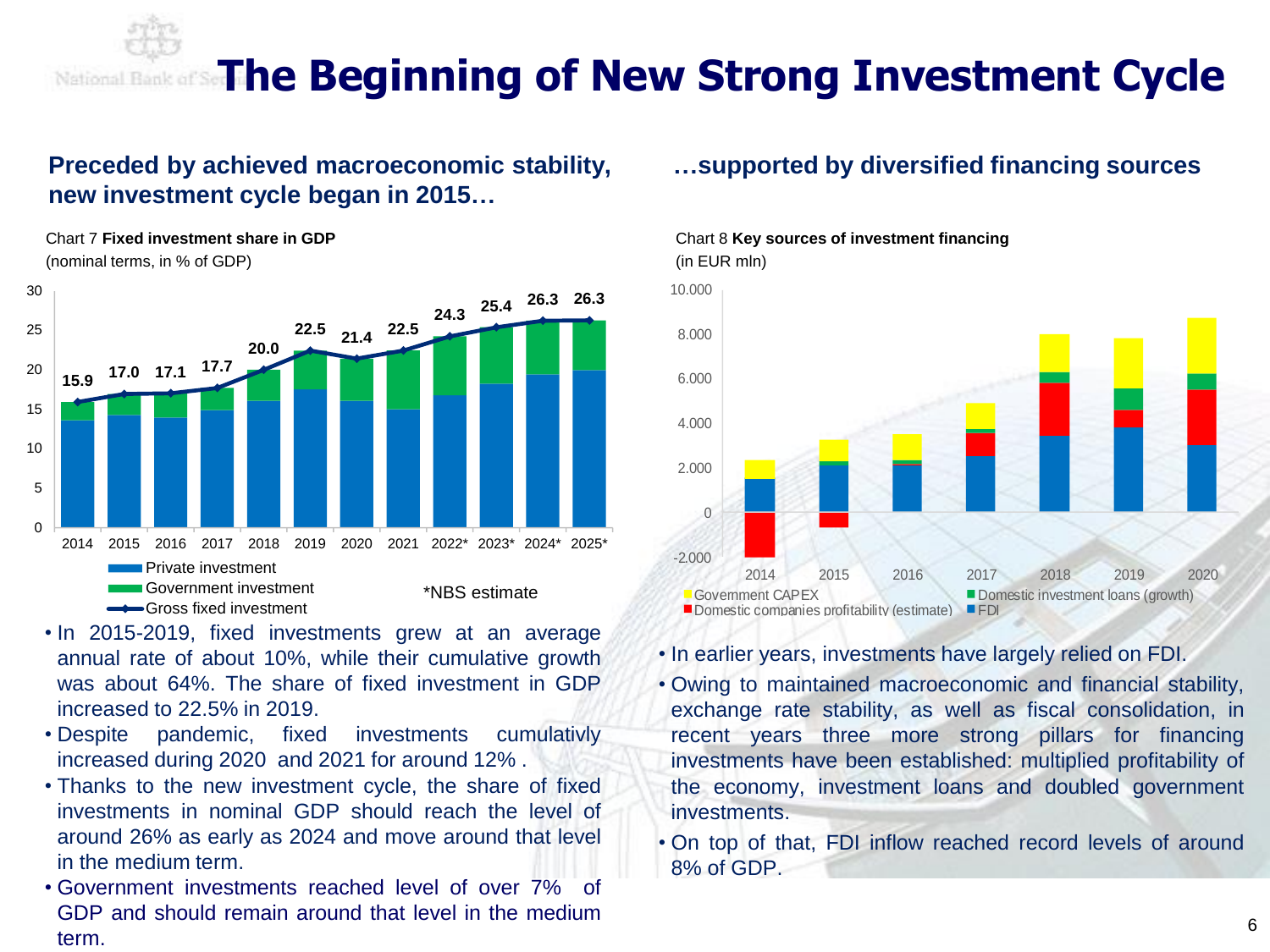# The Beginning of New Strong Investment Cycle

## Preceded by achieved macroeconomic stability, new investment cycle began in 2015…

Chart 7 **Fixed investment share in GDP**
(nominal terms, in % of GDP)

| Year | Gross fixed investment |
|---|---|
| 2014 | 15.9 |
| 2015 | 17.0 |
| 2016 | 17.1 |
| 2017 | 17.7 |
| 2018 | 20.0 |
| 2019 | 22.5 |
| 2020 | 21.4 |
| 2021 | 22.5 |
| 2022* | 24.3 |
| 2023* | 25.4 |
| 2024* | 26.3 |
| 2025* | 26.3 |

Private investment / Government investment / Gross fixed investment

*NBS estimate

- In 2015-2019, fixed investments grew at an average annual rate of about 10%, while their cumulative growth was about 64%. The share of fixed investment in GDP increased to 22.5% in 2019.
- Despite pandemic, fixed investments cumulativly increased during 2020 and 2021 for around 12% .
- Thanks to the new investment cycle, the share of fixed investments in nominal GDP should reach the level of around 26% as early as 2024 and move around that level in the medium term.
- Government investments reached level of over 7% of GDP and should remain around that level in the medium term.

## …supported by diversified financing sources

Chart 8 **Key sources of investment financing**
(in EUR mln)

Government CAPEX / Domestic investment loans (growth) / Domestic companies profitability (estimate) / FDI

- In earlier years, investments have largely relied on FDI.
- Owing to maintained macroeconomic and financial stability, exchange rate stability, as well as fiscal consolidation, in recent years three more strong pillars for financing investments have been established: multiplied profitability of the economy, investment loans and doubled government investments.
- On top of that, FDI inflow reached record levels of around 8% of GDP.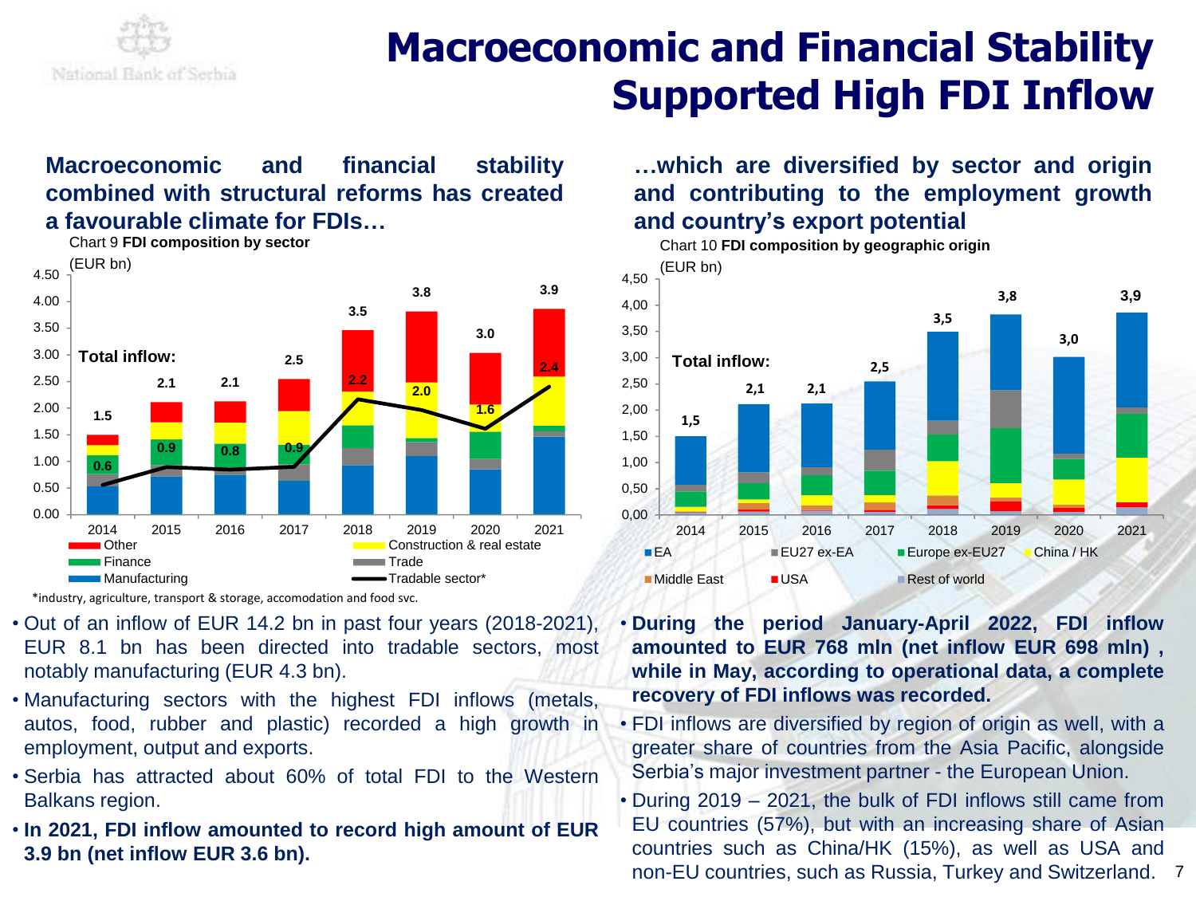# Macroeconomic and Financial Stability Supported High FDI Inflow

**Macroeconomic and financial stability combined with structural reforms has created a favourable climate for FDIs…**

Chart 9 **FDI composition by sector**

(EUR bn)

| | 2014 | 2015 | 2016 | 2017 | 2018 | 2019 | 2020 | 2021 |
|---|---|---|---|---|---|---|---|---|
| Total inflow | 1.5 | 2.1 | 2.1 | 2.5 | 3.5 | 3.8 | 3.0 | 3.9 |
| Tradable sector* | 0.6 | 0.9 | 0.8 | 0.9 | 2.2 | 2.0 | 1.6 | 2.4 |

Legend: Other, Construction & real estate, Finance, Trade, Manufacturing, Tradable sector*

*industry, agriculture, transport & storage, accomodation and food svc.

- Out of an inflow of EUR 14.2 bn in past four years (2018-2021), EUR 8.1 bn has been directed into tradable sectors, most notably manufacturing (EUR 4.3 bn).
- Manufacturing sectors with the highest FDI inflows (metals, autos, food, rubber and plastic) recorded a high growth in employment, output and exports.
- Serbia has attracted about 60% of total FDI to the Western Balkans region.
- **In 2021, FDI inflow amounted to record high amount of EUR 3.9 bn (net inflow EUR 3.6 bn).**

**…which are diversified by sector and origin and contributing to the employment growth and country's export potential**

Chart 10 **FDI composition by geographic origin**

(EUR bn)

| | 2014 | 2015 | 2016 | 2017 | 2018 | 2019 | 2020 | 2021 |
|---|---|---|---|---|---|---|---|---|
| Total inflow | 1,5 | 2,1 | 2,1 | 2,5 | 3,5 | 3,8 | 3,0 | 3,9 |

Legend: EA, EU27 ex-EA, Europe ex-EU27, China / HK, Middle East, USA, Rest of world

- **During the period January-April 2022, FDI inflow amounted to EUR 768 mln (net inflow EUR 698 mln), while in May, according to operational data, a complete recovery of FDI inflows was recorded.**
- FDI inflows are diversified by region of origin as well, with a greater share of countries from the Asia Pacific, alongside Serbia's major investment partner - the European Union.
- During 2019 – 2021, the bulk of FDI inflows still came from EU countries (57%), but with an increasing share of Asian countries such as China/HK (15%), as well as USA and non-EU countries, such as Russia, Turkey and Switzerland.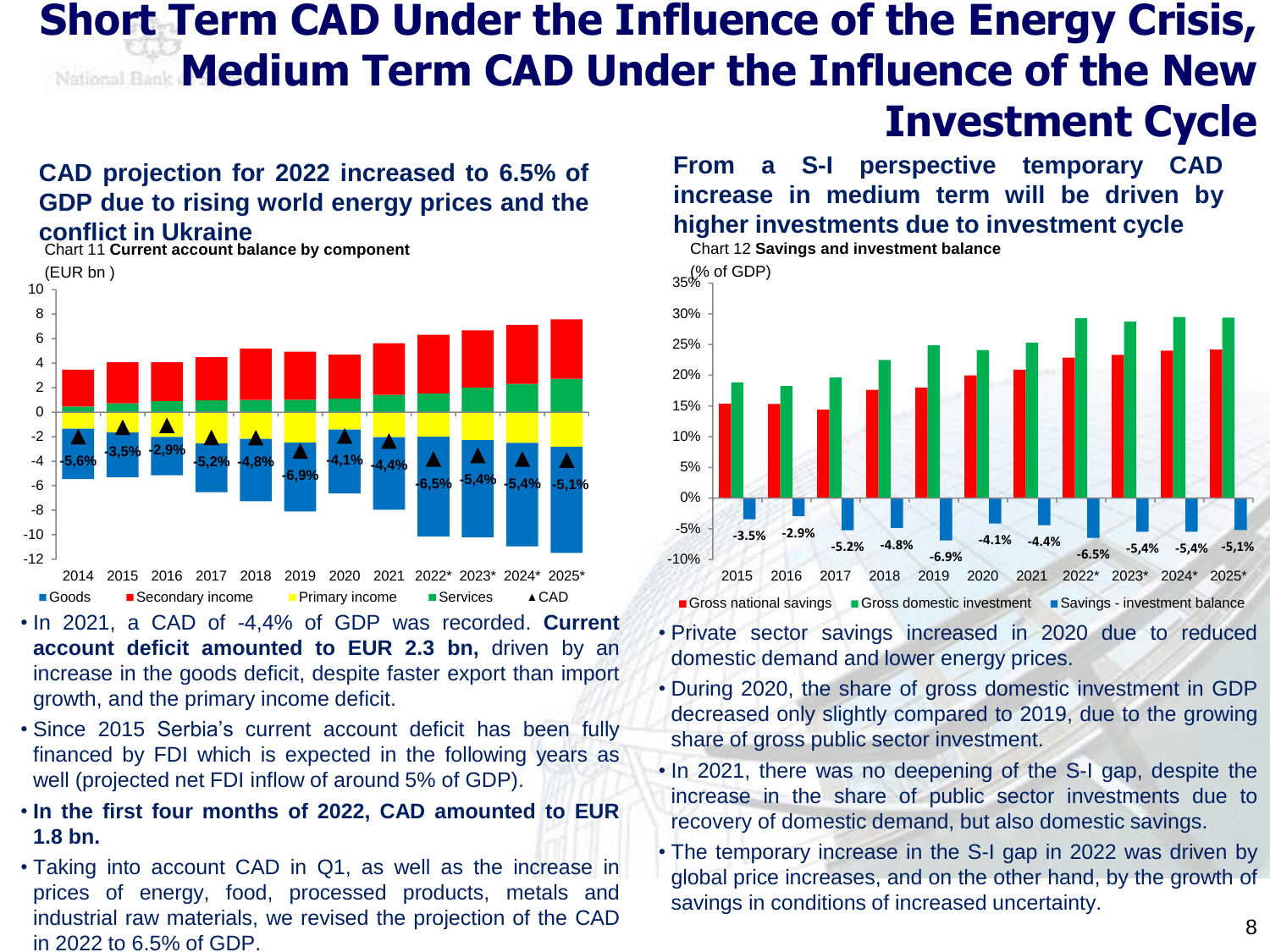# Short Term CAD Under the Influence of the Energy Crisis, Medium Term CAD Under the Influence of the New Investment Cycle

## CAD projection for 2022 increased to 6.5% of GDP due to rising world energy prices and the conflict in Ukraine

Chart 11 **Current account balance by component**

(EUR bn)

| | 2014 | 2015 | 2016 | 2017 | 2018 | 2019 | 2020 | 2021 | 2022* | 2023* | 2024* | 2025* |
|---|---|---|---|---|---|---|---|---|---|---|---|---|
| CAD (% of GDP) | -5,6% | -3,5% | -2,9% | -5,2% | -4,8% | -6,9% | -4,1% | -4,4% | -6,5% | -5,4% | -5,4% | -5,1% |

Goods, Secondary income, Primary income, Services, CAD

- In 2021, a CAD of -4,4% of GDP was recorded. **Current account deficit amounted to EUR 2.3 bn,** driven by an increase in the goods deficit, despite faster export than import growth, and the primary income deficit.
- Since 2015 Serbia's current account deficit has been fully financed by FDI which is expected in the following years as well (projected net FDI inflow of around 5% of GDP).
- **In the first four months of 2022, CAD amounted to EUR 1.8 bn.**
- Taking into account CAD in Q1, as well as the increase in prices of energy, food, processed products, metals and industrial raw materials, we revised the projection of the CAD in 2022 to 6.5% of GDP.

## From a S-I perspective temporary CAD increase in medium term will be driven by higher investments due to investment cycle

Chart 12 **Savings and investment balance**

(% of GDP)

| | 2015 | 2016 | 2017 | 2018 | 2019 | 2020 | 2021 | 2022* | 2023* | 2024* | 2025* |
|---|---|---|---|---|---|---|---|---|---|---|---|
| Savings - investment balance | -3.5% | -2.9% | -5.2% | -4.8% | -6.9% | -4.1% | -4.4% | -6.5% | -5,4% | -5,4% | -5,1% |

Gross national savings, Gross domestic investment, Savings - investment balance

- Private sector savings increased in 2020 due to reduced domestic demand and lower energy prices.
- During 2020, the share of gross domestic investment in GDP decreased only slightly compared to 2019, due to the growing share of gross public sector investment.
- In 2021, there was no deepening of the S-I gap, despite the increase in the share of public sector investments due to recovery of domestic demand, but also domestic savings.
- The temporary increase in the S-I gap in 2022 was driven by global price increases, and on the other hand, by the growth of savings in conditions of increased uncertainty.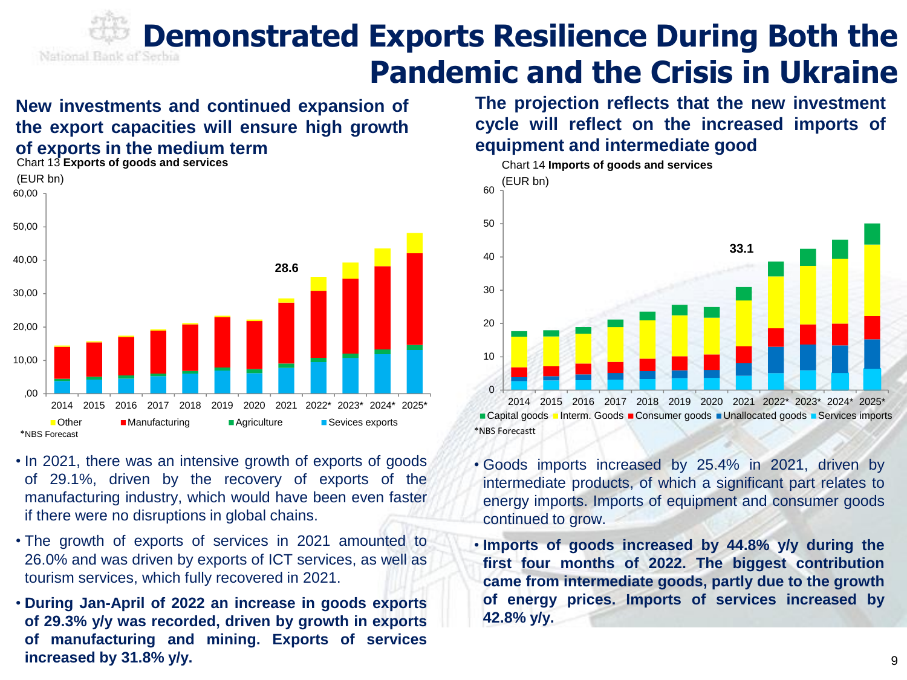# Demonstrated Exports Resilience During Both the Pandemic and the Crisis in Ukraine

## New investments and continued expansion of the export capacities will ensure high growth of exports in the medium term

Chart 13 **Exports of goods and services**

(EUR bn)

*NBS Forecast

- In 2021, there was an intensive growth of exports of goods of 29.1%, driven by the recovery of exports of the manufacturing industry, which would have been even faster if there were no disruptions in global chains.
- The growth of exports of services in 2021 amounted to 26.0% and was driven by exports of ICT services, as well as tourism services, which fully recovered in 2021.
- **During Jan-April of 2022 an increase in goods exports of 29.3% y/y was recorded, driven by growth in exports of manufacturing and mining. Exports of services increased by 31.8% y/y.**

## The projection reflects that the new investment cycle will reflect on the increased imports of equipment and intermediate good

Chart 14 **Imports of goods and services**

(EUR bn)

*NBS Forecastt

- Goods imports increased by 25.4% in 2021, driven by intermediate products, of which a significant part relates to energy imports. Imports of equipment and consumer goods continued to grow.
- **Imports of goods increased by 44.8% y/y during the first four months of 2022. The biggest contribution came from intermediate goods, partly due to the growth of energy prices. Imports of services increased by 42.8% y/y.**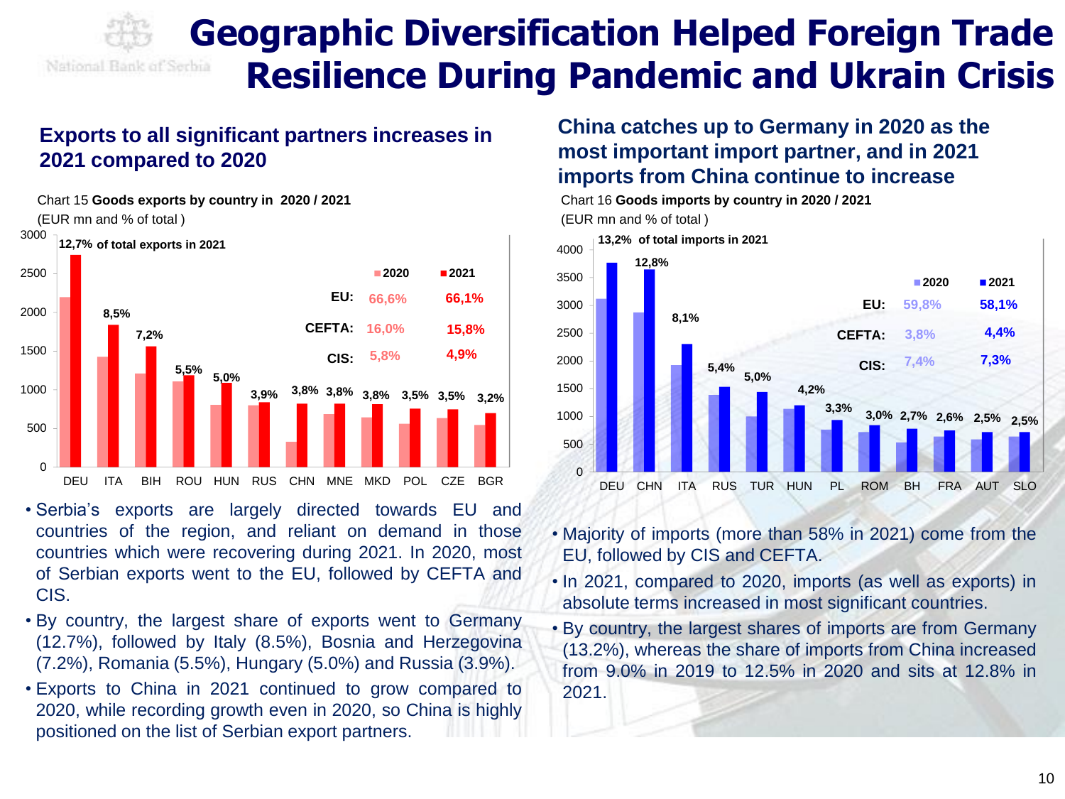# Geographic Diversification Helped Foreign Trade Resilience During Pandemic and Ukrain Crisis

## Exports to all significant partners increases in 2021 compared to 2020

Chart 15 **Goods exports by country in 2020 / 2021**

(EUR mn and % of total )

| | DEU | ITA | BIH | ROU | HUN | RUS | CHN | MNE | MKD | POL | CZE | BGR |
|---|---|---|---|---|---|---|---|---|---|---|---|---|
| % of total exports in 2021 | 12,7% | 8,5% | 7,2% | 5,5% | 5,0% | 3,9% | 3,8% | 3,8% | 3,8% | 3,5% | 3,5% | 3,2% |

| | 2020 | 2021 |
|---|---|---|
| EU: | 66,6% | 66,1% |
| CEFTA: | 16,0% | 15,8% |
| CIS: | 5,8% | 4,9% |

- Serbia's exports are largely directed towards EU and countries of the region, and reliant on demand in those countries which were recovering during 2021. In 2020, most of Serbian exports went to the EU, followed by CEFTA and CIS.
- By country, the largest share of exports went to Germany (12.7%), followed by Italy (8.5%), Bosnia and Herzegovina (7.2%), Romania (5.5%), Hungary (5.0%) and Russia (3.9%).
- Exports to China in 2021 continued to grow compared to 2020, while recording growth even in 2020, so China is highly positioned on the list of Serbian export partners.

## China catches up to Germany in 2020 as the most important import partner, and in 2021 imports from China continue to increase

Chart 16 **Goods imports by country in 2020 / 2021**

(EUR mn and % of total )

| | DEU | CHN | ITA | RUS | TUR | HUN | PL | ROM | BH | FRA | AUT | SLO |
|---|---|---|---|---|---|---|---|---|---|---|---|---|
| % of total imports in 2021 | 13,2% | 12,8% | 8,1% | 5,4% | 5,0% | 4,2% | 3,3% | 3,0% | 2,7% | 2,6% | 2,5% | 2,5% |

| | 2020 | 2021 |
|---|---|---|
| EU: | 59,8% | 58,1% |
| CEFTA: | 3,8% | 4,4% |
| CIS: | 7,4% | 7,3% |

- Majority of imports (more than 58% in 2021) come from the EU, followed by CIS and CEFTA.
- In 2021, compared to 2020, imports (as well as exports) in absolute terms increased in most significant countries.
- By country, the largest shares of imports are from Germany (13.2%), whereas the share of imports from China increased from 9.0% in 2019 to 12.5% in 2020 and sits at 12.8% in 2021.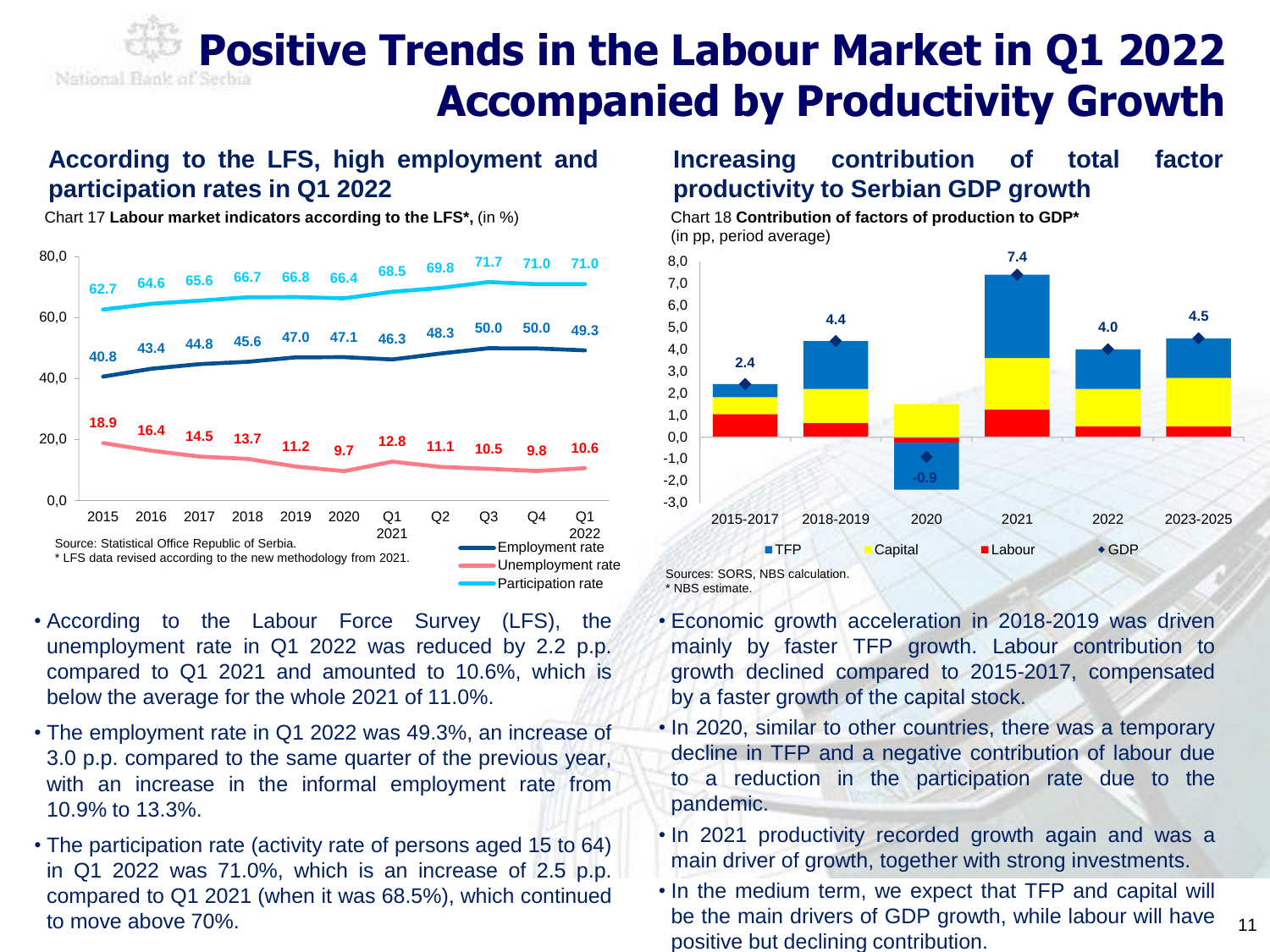# Positive Trends in the Labour Market in Q1 2022 Accompanied by Productivity Growth

## According to the LFS, high employment and participation rates in Q1 2022

Chart 17 **Labour market indicators according to the LFS*,** (in %)

| | 2015 | 2016 | 2017 | 2018 | 2019 | 2020 | Q1 2021 | Q2 | Q3 | Q4 | Q1 2022 |
|---|---|---|---|---|---|---|---|---|---|---|---|
| Employment rate | 40.8 | 43.4 | 44.8 | 45.6 | 47.0 | 47.1 | 46.3 | 48.3 | 50.0 | 50.0 | 49.3 |
| Unemployment rate | 18.9 | 16.4 | 14.5 | 13.7 | 11.2 | 9.7 | 12.8 | 11.1 | 10.5 | 9.8 | 10.6 |
| Participation rate | 62.7 | 64.6 | 65.6 | 66.7 | 66.8 | 66.4 | 68.5 | 69.8 | 71.7 | 71.0 | 71.0 |

Source: Statistical Office Republic of Serbia.
* LFS data revised according to the new methodology from 2021.

- According to the Labour Force Survey (LFS), the unemployment rate in Q1 2022 was reduced by 2.2 p.p. compared to Q1 2021 and amounted to 10.6%, which is below the average for the whole 2021 of 11.0%.
- The employment rate in Q1 2022 was 49.3%, an increase of 3.0 p.p. compared to the same quarter of the previous year, with an increase in the informal employment rate from 10.9% to 13.3%.
- The participation rate (activity rate of persons aged 15 to 64) in Q1 2022 was 71.0%, which is an increase of 2.5 p.p. compared to Q1 2021 (when it was 68.5%), which continued to move above 70%.

## Increasing contribution of total factor productivity to Serbian GDP growth

Chart 18 **Contribution of factors of production to GDP*** (in pp, period average)

| | 2015-2017 | 2018-2019 | 2020 | 2021 | 2022 | 2023-2025 |
|---|---|---|---|---|---|---|
| GDP | 2.4 | 4.4 | -0.9 | 7.4 | 4.0 | 4.5 |

Legend: TFP, Capital, Labour, GDP

Sources: SORS, NBS calculation.
* NBS estimate.

- Economic growth acceleration in 2018-2019 was driven mainly by faster TFP growth. Labour contribution to growth declined compared to 2015-2017, compensated by a faster growth of the capital stock.
- In 2020, similar to other countries, there was a temporary decline in TFP and a negative contribution of labour due to a reduction in the participation rate due to the pandemic.
- In 2021 productivity recorded growth again and was a main driver of growth, together with strong investments.
- In the medium term, we expect that TFP and capital will be the main drivers of GDP growth, while labour will have positive but declining contribution.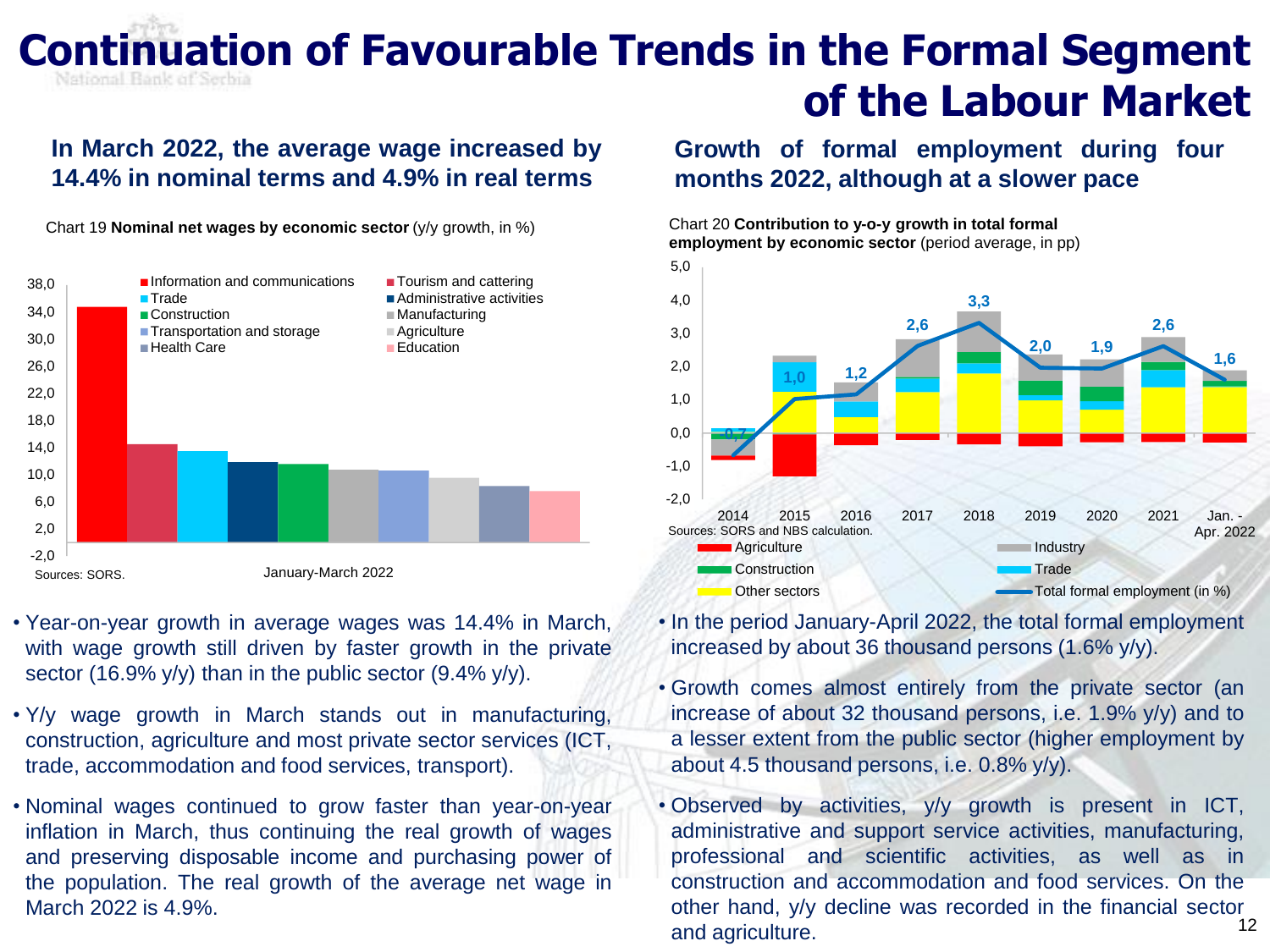# Continuation of Favourable Trends in the Formal Segment of the Labour Market

## In March 2022, the average wage increased by 14.4% in nominal terms and 4.9% in real terms

Chart 19 **Nominal net wages by economic sector** (y/y growth, in %)

Sources: SORS.

January-March 2022

- Year-on-year growth in average wages was 14.4% in March, with wage growth still driven by faster growth in the private sector (16.9% y/y) than in the public sector (9.4% y/y).
- Y/y wage growth in March stands out in manufacturing, construction, agriculture and most private sector services (ICT, trade, accommodation and food services, transport).
- Nominal wages continued to grow faster than year-on-year inflation in March, thus continuing the real growth of wages and preserving disposable income and purchasing power of the population. The real growth of the average net wage in March 2022 is 4.9%.

## Growth of formal employment during four months 2022, although at a slower pace

Chart 20 **Contribution to y-o-y growth in total formal employment by economic sector** (period average, in pp)

Sources: SORS and NBS calculation.

- In the period January-April 2022, the total formal employment increased by about 36 thousand persons (1.6% y/y).
- Growth comes almost entirely from the private sector (an increase of about 32 thousand persons, i.e. 1.9% y/y) and to a lesser extent from the public sector (higher employment by about 4.5 thousand persons, i.e. 0.8% y/y).
- Observed by activities, y/y growth is present in ICT, administrative and support service activities, manufacturing, professional and scientific activities, as well as in construction and accommodation and food services. On the other hand, y/y decline was recorded in the financial sector and agriculture.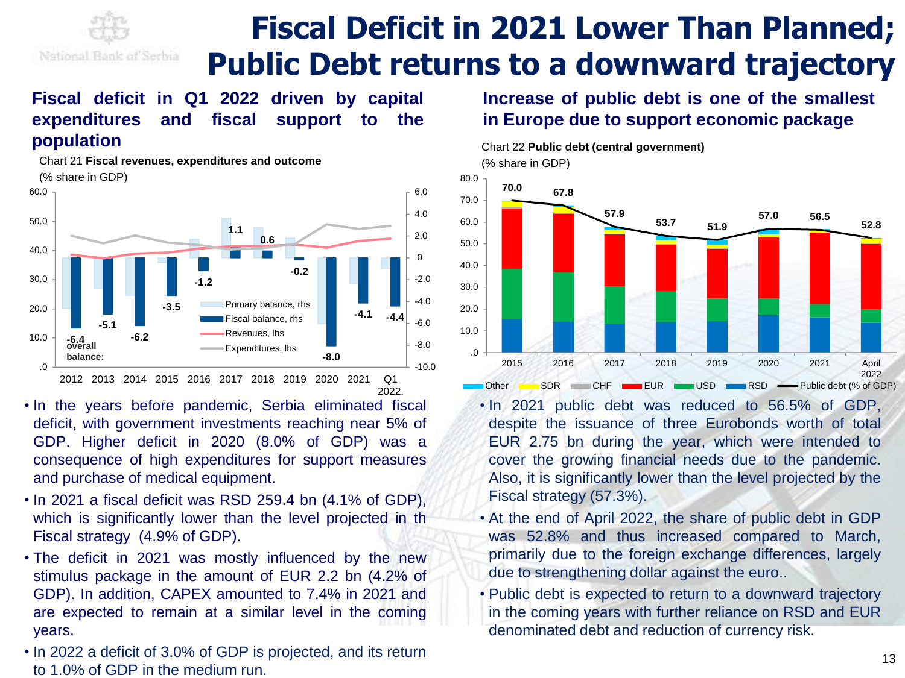# Fiscal Deficit in 2021 Lower Than Planned; Public Debt returns to a downward trajectory

## Fiscal deficit in Q1 2022 driven by capital expenditures and fiscal support to the population

Chart 21 **Fiscal revenues, expenditures and outcome**
(% share in GDP)

- In the years before pandemic, Serbia eliminated fiscal deficit, with government investments reaching near 5% of GDP. Higher deficit in 2020 (8.0% of GDP) was a consequence of high expenditures for support measures and purchase of medical equipment.
- In 2021 a fiscal deficit was RSD 259.4 bn (4.1% of GDP), which is significantly lower than the level projected in th Fiscal strategy (4.9% of GDP).
- The deficit in 2021 was mostly influenced by the new stimulus package in the amount of EUR 2.2 bn (4.2% of GDP). In addition, CAPEX amounted to 7.4% in 2021 and are expected to remain at a similar level in the coming years.
- In 2022 a deficit of 3.0% of GDP is projected, and its return to 1.0% of GDP in the medium run.

## Increase of public debt is one of the smallest in Europe due to support economic package

Chart 22 **Public debt (central government)**
(% share in GDP)

- In 2021 public debt was reduced to 56.5% of GDP, despite the issuance of three Eurobonds worth of total EUR 2.75 bn during the year, which were intended to cover the growing financial needs due to the pandemic. Also, it is significantly lower than the level projected by the Fiscal strategy (57.3%).
- At the end of April 2022, the share of public debt in GDP was 52.8% and thus increased compared to March, primarily due to the foreign exchange differences, largely due to strengthening dollar against the euro..
- Public debt is expected to return to a downward trajectory in the coming years with further reliance on RSD and EUR denominated debt and reduction of currency risk.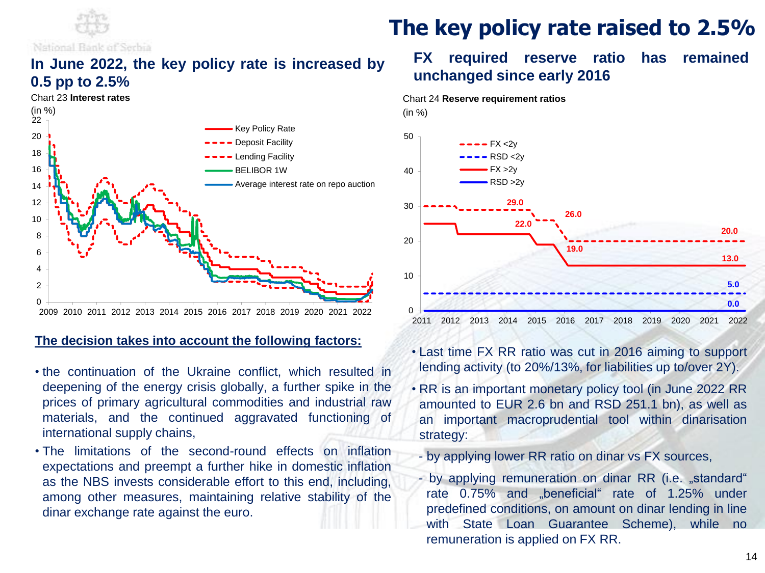# The key policy rate raised to 2.5%

## In June 2022, the key policy rate is increased by 0.5 pp to 2.5%

Chart 23 **Interest rates**

(in %)

**The decision takes into account the following factors:**

- the continuation of the Ukraine conflict, which resulted in deepening of the energy crisis globally, a further spike in the prices of primary agricultural commodities and industrial raw materials, and the continued aggravated functioning of international supply chains,
- The limitations of the second-round effects on inflation expectations and preempt a further hike in domestic inflation as the NBS invests considerable effort to this end, including, among other measures, maintaining relative stability of the dinar exchange rate against the euro.

## FX required reserve ratio has remained unchanged since early 2016

Chart 24 **Reserve requirement ratios**

(in %)

- Last time FX RR ratio was cut in 2016 aiming to support lending activity (to 20%/13%, for liabilities up to/over 2Y).
- RR is an important monetary policy tool (in June 2022 RR amounted to EUR 2.6 bn and RSD 251.1 bn), as well as an important macroprudential tool within dinarisation strategy:
  - by applying lower RR ratio on dinar vs FX sources,
  - by applying remuneration on dinar RR (i.e. „standard“ rate 0.75% and „beneficial“ rate of 1.25% under predefined conditions, on amount on dinar lending in line with State Loan Guarantee Scheme), while no remuneration is applied on FX RR.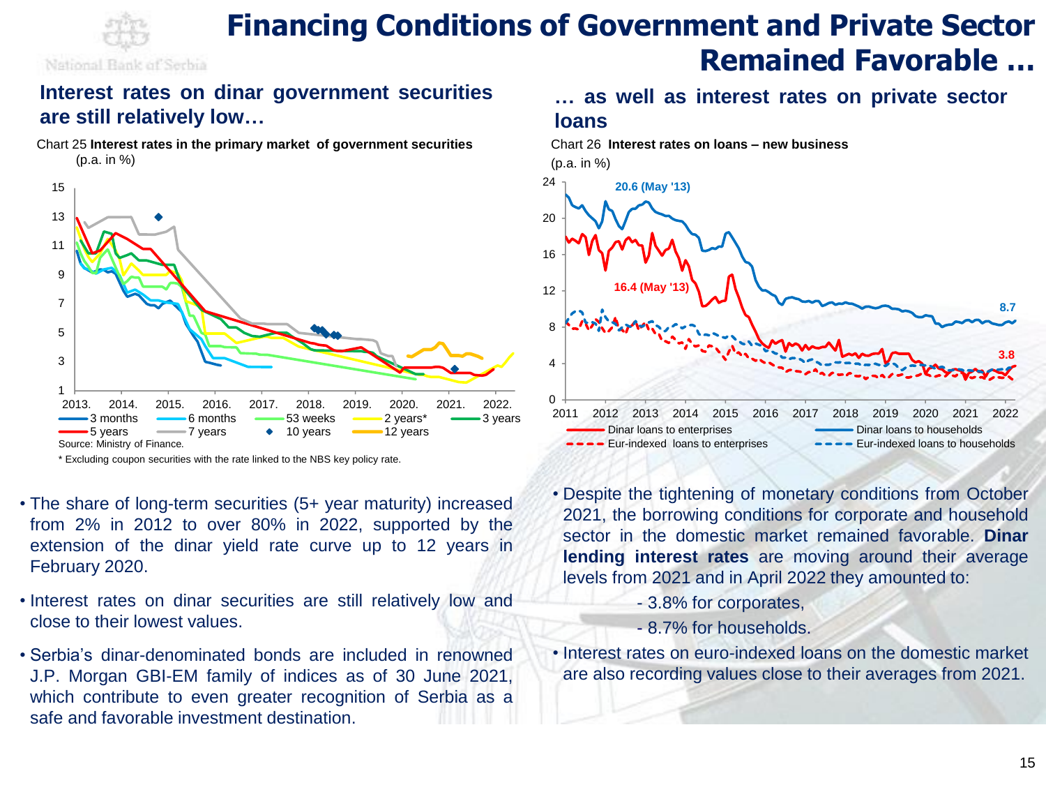# Financing Conditions of Government and Private Sector Remained Favorable …

## Interest rates on dinar government securities are still relatively low…

Chart 25 **Interest rates in the primary market of government securities**
(p.a. in %)

Source: Ministry of Finance.

\* Excluding coupon securities with the rate linked to the NBS key policy rate.

- The share of long-term securities (5+ year maturity) increased from 2% in 2012 to over 80% in 2022, supported by the extension of the dinar yield rate curve up to 12 years in February 2020.
- Interest rates on dinar securities are still relatively low and close to their lowest values.
- Serbia's dinar-denominated bonds are included in renowned J.P. Morgan GBI-EM family of indices as of 30 June 2021, which contribute to even greater recognition of Serbia as a safe and favorable investment destination.

## … as well as interest rates on private sector loans

Chart 26 **Interest rates on loans – new business**
(p.a. in %)

- Despite the tightening of monetary conditions from October 2021, the borrowing conditions for corporate and household sector in the domestic market remained favorable. **Dinar lending interest rates** are moving around their average levels from 2021 and in April 2022 they amounted to:
  - 3.8% for corporates,
  - 8.7% for households.
- Interest rates on euro-indexed loans on the domestic market are also recording values close to their averages from 2021.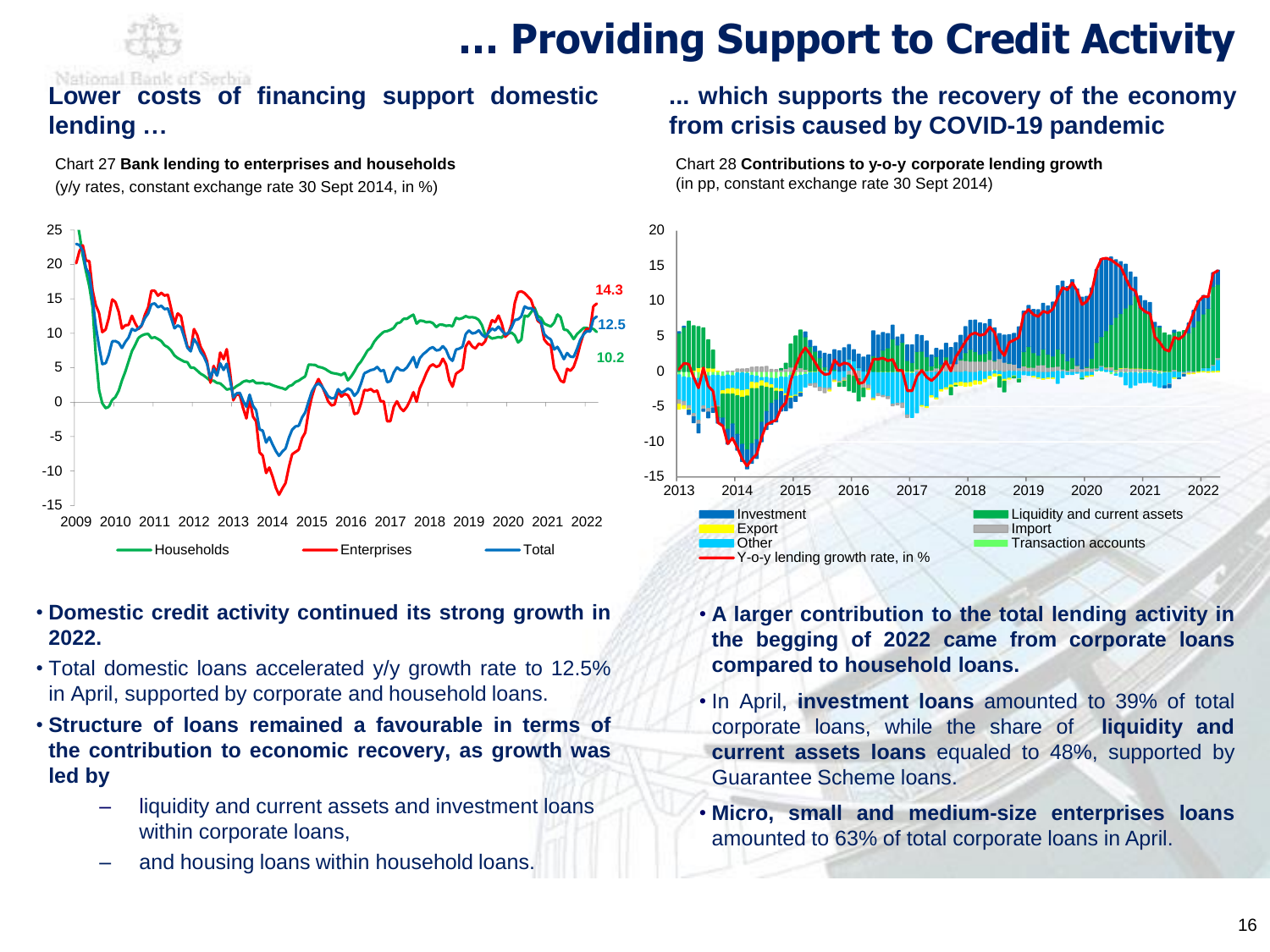# … Providing Support to Credit Activity

## Lower costs of financing support domestic lending …

Chart 27 **Bank lending to enterprises and households**
(y/y rates, constant exchange rate 30 Sept 2014, in %)

- **Domestic credit activity continued its strong growth in 2022.**
- Total domestic loans accelerated y/y growth rate to 12.5% in April, supported by corporate and household loans.
- **Structure of loans remained a favourable in terms of the contribution to economic recovery, as growth was led by**
  - liquidity and current assets and investment loans within corporate loans,
  - and housing loans within household loans.

## ... which supports the recovery of the economy from crisis caused by COVID-19 pandemic

Chart 28 **Contributions to y-o-y corporate lending growth**
(in pp, constant exchange rate 30 Sept 2014)

- **A larger contribution to the total lending activity in the begging of 2022 came from corporate loans compared to household loans.**
- In April, **investment loans** amounted to 39% of total corporate loans, while the share of **liquidity and current assets loans** equaled to 48%, supported by Guarantee Scheme loans.
- **Micro, small and medium-size enterprises loans** amounted to 63% of total corporate loans in April.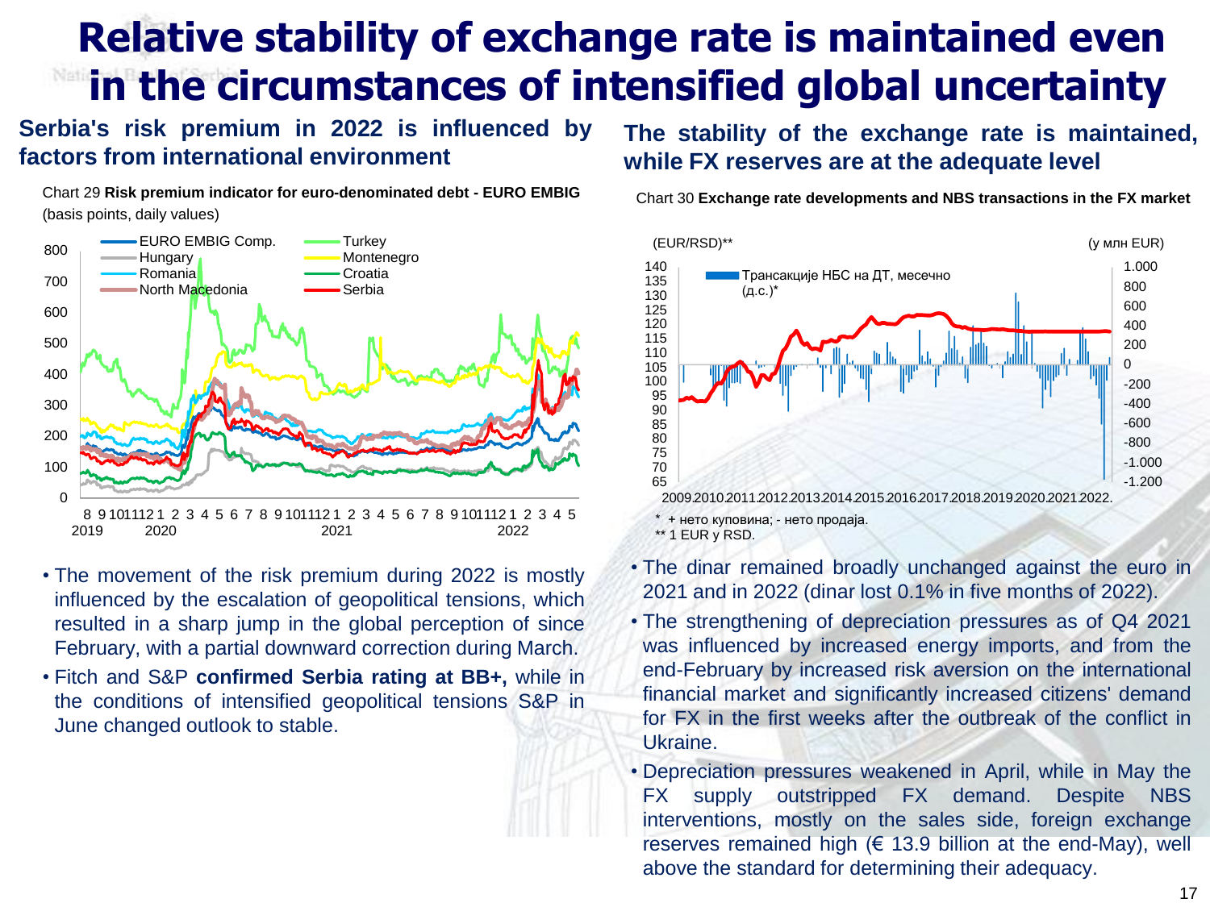# Relative stability of exchange rate is maintained even in the circumstances of intensified global uncertainty

## Serbia's risk premium in 2022 is influenced by factors from international environment

Chart 29 **Risk premium indicator for euro-denominated debt - EURO EMBIG**
(basis points, daily values)

- The movement of the risk premium during 2022 is mostly influenced by the escalation of geopolitical tensions, which resulted in a sharp jump in the global perception of since February, with a partial downward correction during March.
- Fitch and S&P **confirmed Serbia rating at BB+,** while in the conditions of intensified geopolitical tensions S&P in June changed outlook to stable.

## The stability of the exchange rate is maintained, while FX reserves are at the adequate level

Chart 30 **Exchange rate developments and NBS transactions in the FX market**

\* + нето куповина; - нето продаја.
\*\* 1 EUR у RSD.

- The dinar remained broadly unchanged against the euro in 2021 and in 2022 (dinar lost 0.1% in five months of 2022).
- The strengthening of depreciation pressures as of Q4 2021 was influenced by increased energy imports, and from the end-February by increased risk aversion on the international financial market and significantly increased citizens' demand for FX in the first weeks after the outbreak of the conflict in Ukraine.
- Depreciation pressures weakened in April, while in May the FX supply outstripped FX demand. Despite NBS interventions, mostly on the sales side, foreign exchange reserves remained high (€ 13.9 billion at the end-May), well above the standard for determining their adequacy.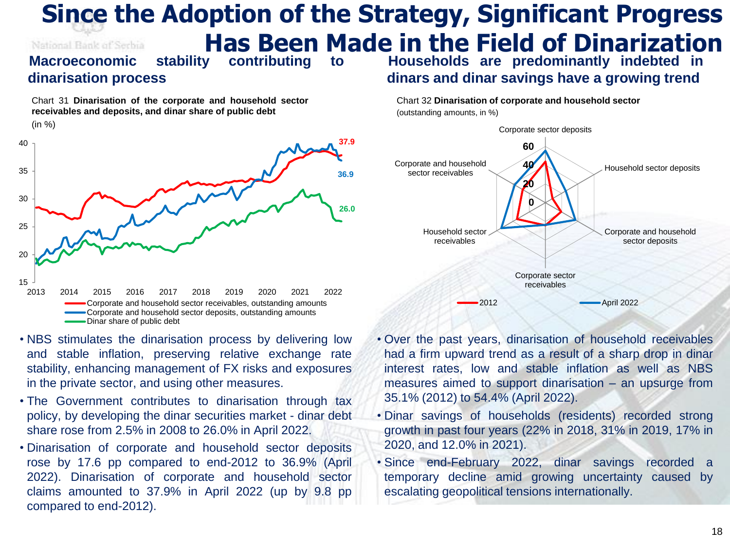# Since the Adoption of the Strategy, Significant Progress Has Been Made in the Field of Dinarization

## Macroeconomic stability contributing to dinarisation process

Chart 31 **Dinarisation of the corporate and household sector receivables and deposits, and dinar share of public debt**
(in %)

- Corporate and household sector receivables, outstanding amounts
- Corporate and household sector deposits, outstanding amounts
- Dinar share of public debt

- NBS stimulates the dinarisation process by delivering low and stable inflation, preserving relative exchange rate stability, enhancing management of FX risks and exposures in the private sector, and using other measures.
- The Government contributes to dinarisation through tax policy, by developing the dinar securities market - dinar debt share rose from 2.5% in 2008 to 26.0% in April 2022.
- Dinarisation of corporate and household sector deposits rose by 17.6 pp compared to end-2012 to 36.9% (April 2022). Dinarisation of corporate and household sector claims amounted to 37.9% in April 2022 (up by 9.8 pp compared to end-2012).

## Households are predominantly indebted in dinars and dinar savings have a growing trend

Chart 32 **Dinarisation of corporate and household sector**
(outstanding amounts, in %)

- 2012
- April 2022

- Over the past years, dinarisation of household receivables had a firm upward trend as a result of a sharp drop in dinar interest rates, low and stable inflation as well as NBS measures aimed to support dinarisation – an upsurge from 35.1% (2012) to 54.4% (April 2022).
- Dinar savings of households (residents) recorded strong growth in past four years (22% in 2018, 31% in 2019, 17% in 2020, and 12.0% in 2021).
- Since end-February 2022, dinar savings recorded a temporary decline amid growing uncertainty caused by escalating geopolitical tensions internationally.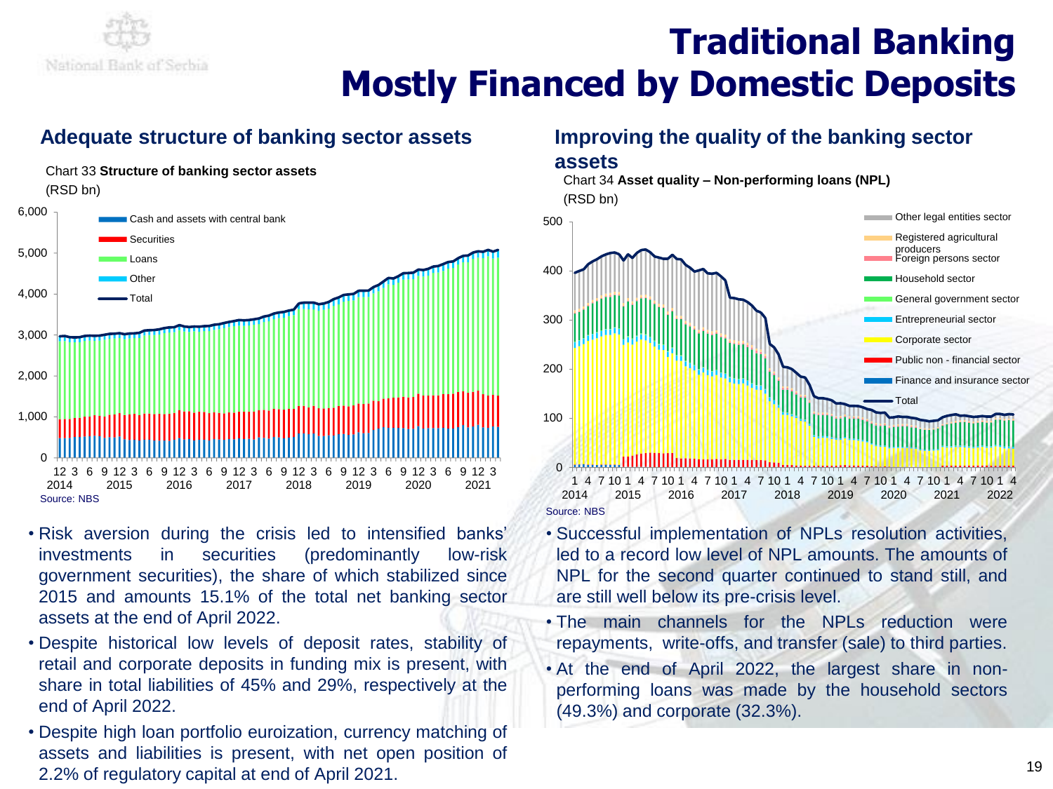# Traditional Banking Mostly Financed by Domestic Deposits

## Adequate structure of banking sector assets

Chart 33 **Structure of banking sector assets**

(RSD bn)

Source: NBS

- Risk aversion during the crisis led to intensified banks' investments in securities (predominantly low-risk government securities), the share of which stabilized since 2015 and amounts 15.1% of the total net banking sector assets at the end of April 2022.
- Despite historical low levels of deposit rates, stability of retail and corporate deposits in funding mix is present, with share in total liabilities of 45% and 29%, respectively at the end of April 2022.
- Despite high loan portfolio euroization, currency matching of assets and liabilities is present, with net open position of 2.2% of regulatory capital at end of April 2021.

## Improving the quality of the banking sector assets

Chart 34 **Asset quality – Non-performing loans (NPL)**

(RSD bn)

Source: NBS

- Successful implementation of NPLs resolution activities, led to a record low level of NPL amounts. The amounts of NPL for the second quarter continued to stand still, and are still well below its pre-crisis level.
- The main channels for the NPLs reduction were repayments, write-offs, and transfer (sale) to third parties.
- At the end of April 2022, the largest share in non-performing loans was made by the household sectors (49.3%) and corporate (32.3%).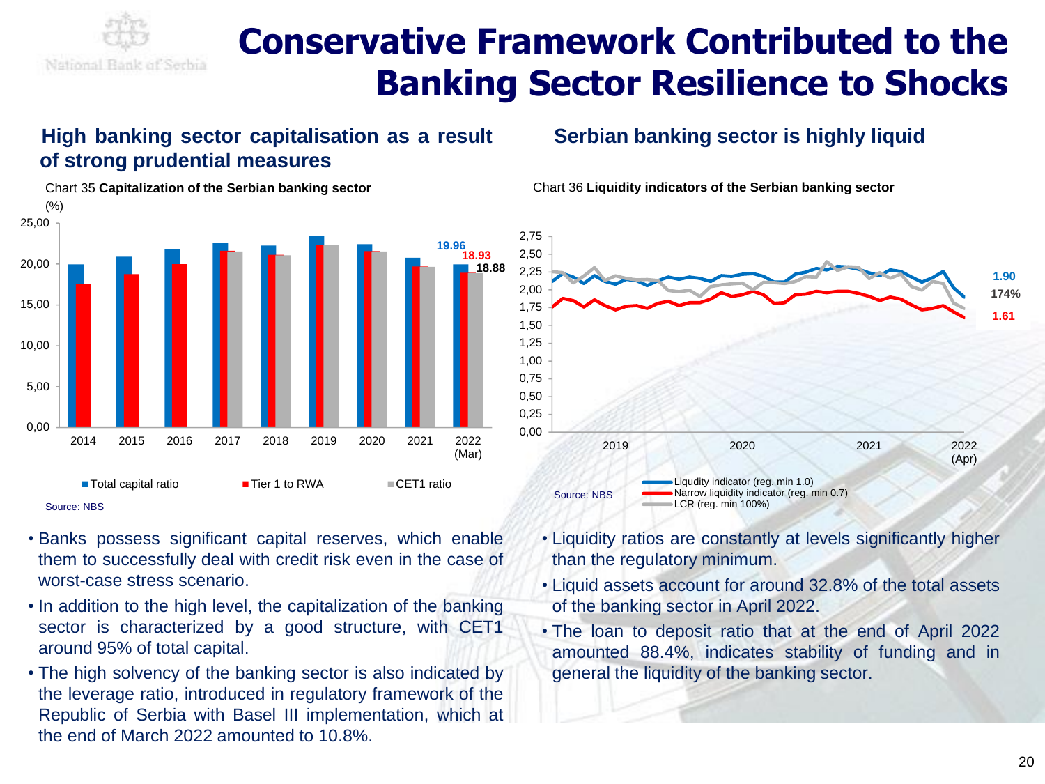# Conservative Framework Contributed to the Banking Sector Resilience to Shocks

## High banking sector capitalisation as a result of strong prudential measures

Chart 35 **Capitalization of the Serbian banking sector**

(%)

Total capital ratio | Tier 1 to RWA | CET1 ratio

2022 (Mar): 19.96 | 18.93 | 18.88

Source: NBS

- Banks possess significant capital reserves, which enable them to successfully deal with credit risk even in the case of worst-case stress scenario.
- In addition to the high level, the capitalization of the banking sector is characterized by a good structure, with CET1 around 95% of total capital.
- The high solvency of the banking sector is also indicated by the leverage ratio, introduced in regulatory framework of the Republic of Serbia with Basel III implementation, which at the end of March 2022 amounted to 10.8%.

## Serbian banking sector is highly liquid

Chart 36 **Liquidity indicators of the Serbian banking sector**

Liqudity indicator (reg. min 1.0): 1.90
Narrow liquidity indicator (reg. min 0.7): 1.61
LCR (reg. min 100%): 174%

Source: NBS

- Liquidity ratios are constantly at levels significantly higher than the regulatory minimum.
- Liquid assets account for around 32.8% of the total assets of the banking sector in April 2022.
- The loan to deposit ratio that at the end of April 2022 amounted 88.4%, indicates stability of funding and in general the liquidity of the banking sector.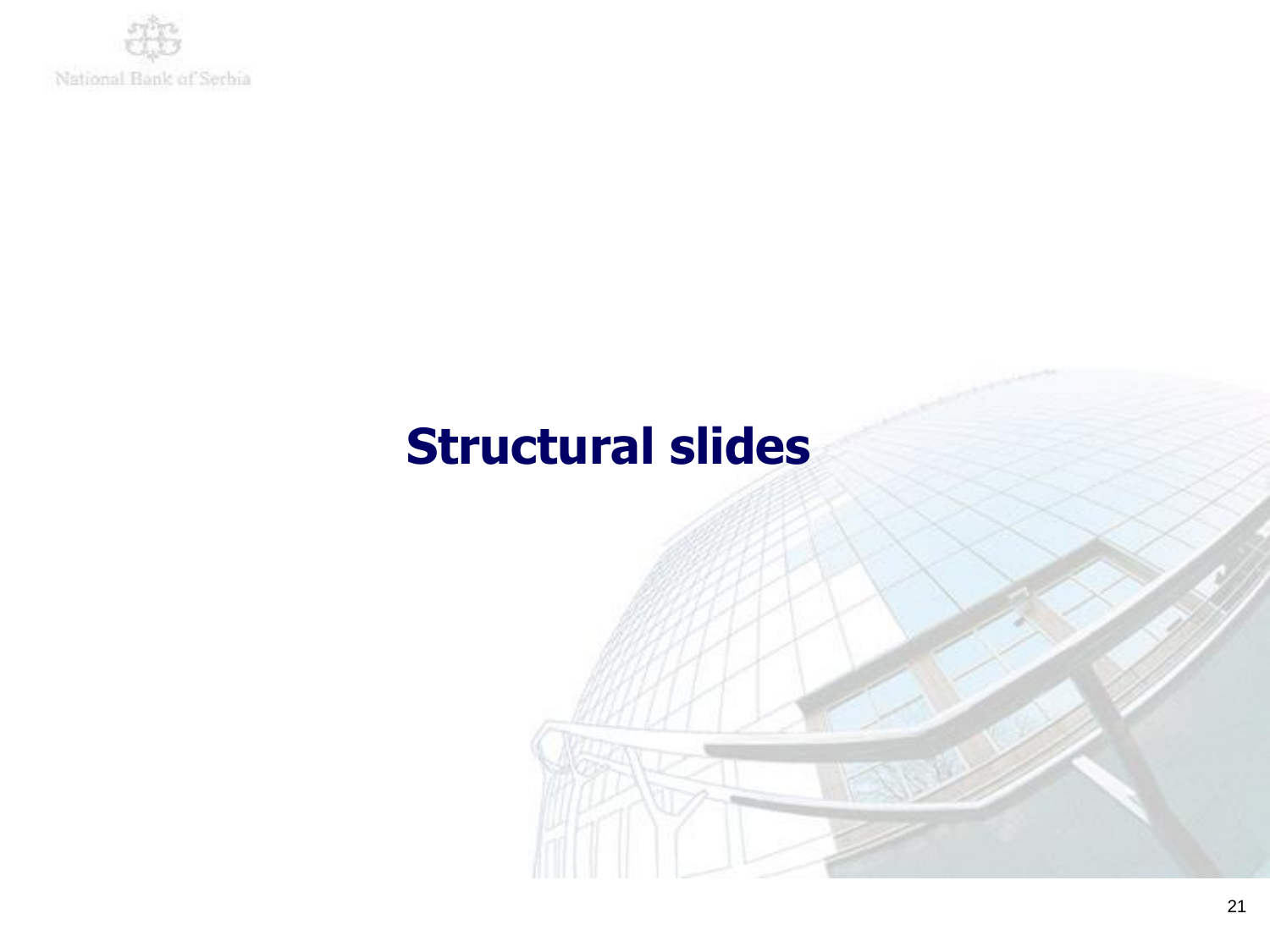# Structural slides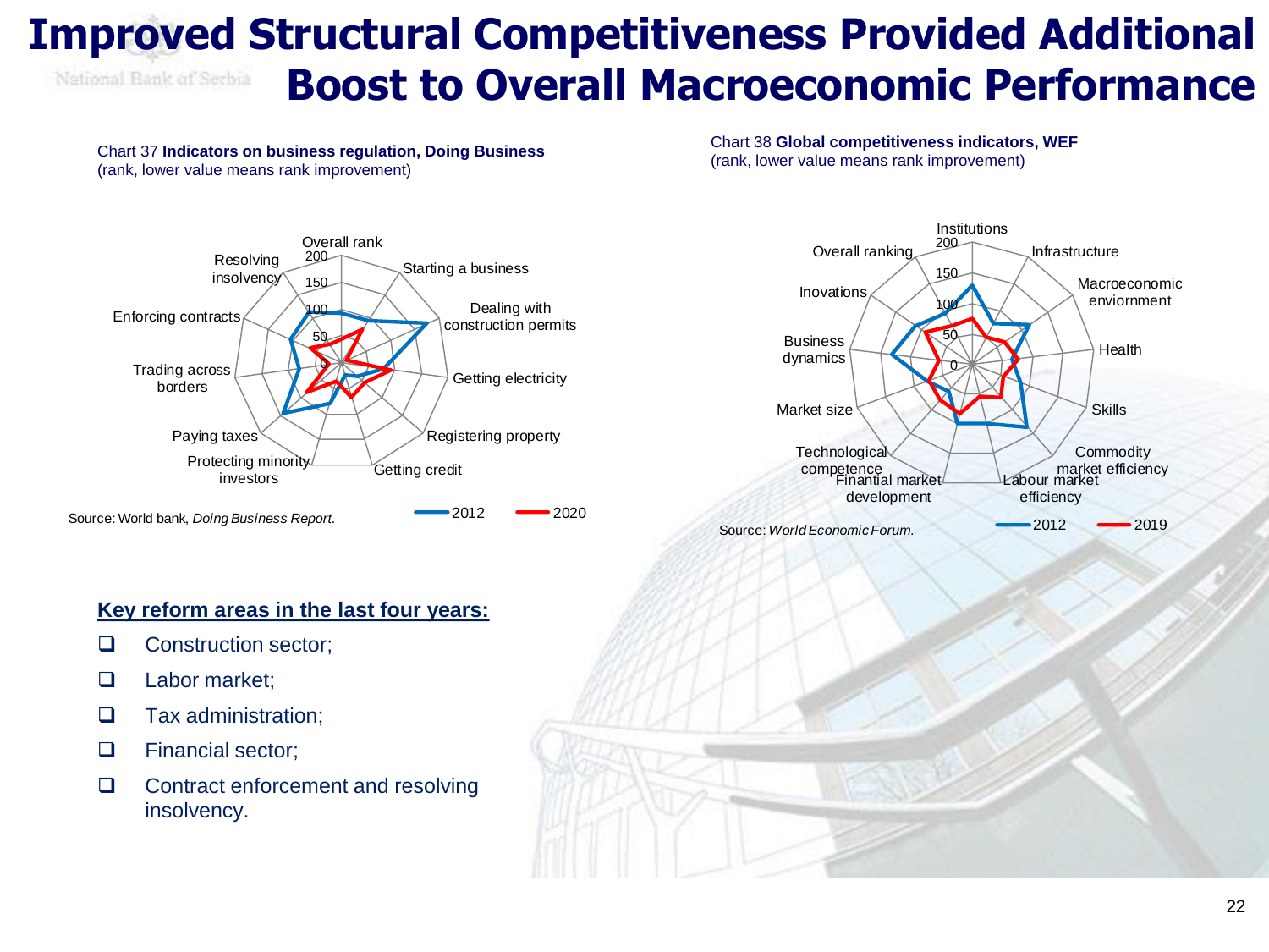# Improved Structural Competitiveness Provided Additional Boost to Overall Macroeconomic Performance

Chart 37 **Indicators on business regulation, Doing Business**
(rank, lower value means rank improvement)

Source: World bank, *Doing Business Report*.

Chart 38 **Global competitiveness indicators, WEF**
(rank, lower value means rank improvement)

Source: *World Economic Forum.*

**Key reform areas in the last four years:**

- Construction sector;
- Labor market;
- Tax administration;
- Financial sector;
- Contract enforcement and resolving insolvency.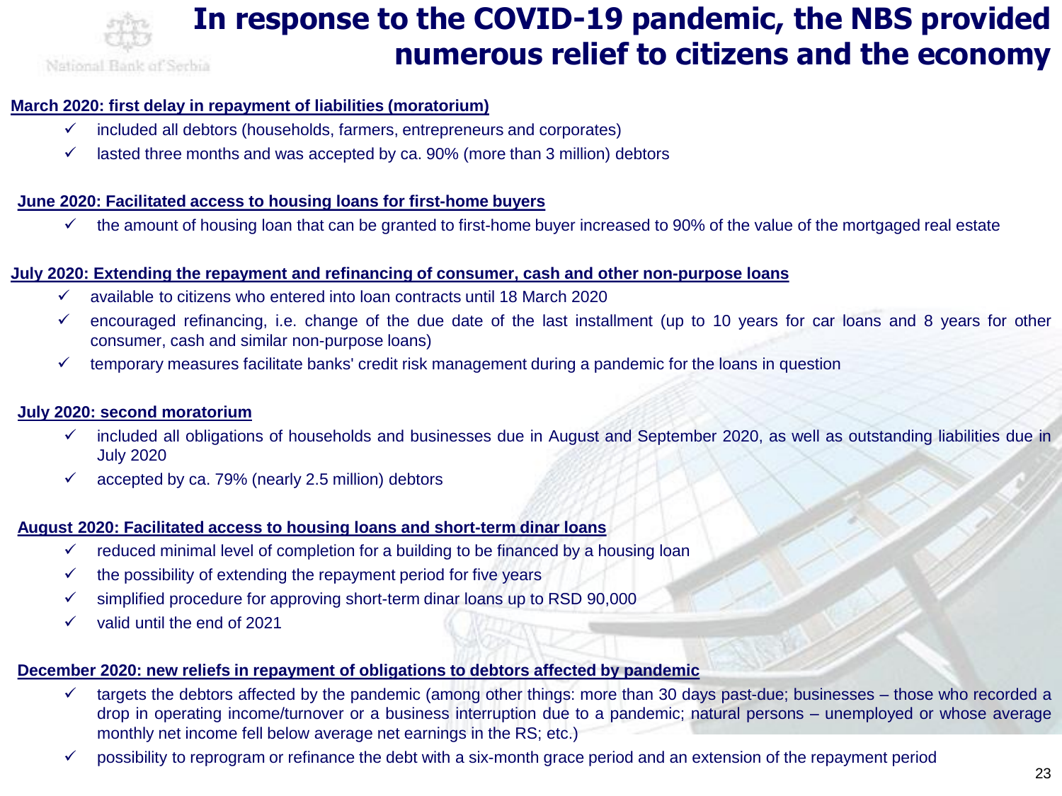# In response to the COVID-19 pandemic, the NBS provided numerous relief to citizens and the economy

**March 2020: first delay in repayment of liabilities (moratorium)**

- ✓ included all debtors (households, farmers, entrepreneurs and corporates)
- ✓ lasted three months and was accepted by ca. 90% (more than 3 million) debtors

**June 2020: Facilitated access to housing loans for first-home buyers**

- ✓ the amount of housing loan that can be granted to first-home buyer increased to 90% of the value of the mortgaged real estate

**July 2020: Extending the repayment and refinancing of consumer, cash and other non-purpose loans**

- ✓ available to citizens who entered into loan contracts until 18 March 2020
- ✓ encouraged refinancing, i.e. change of the due date of the last installment (up to 10 years for car loans and 8 years for other consumer, cash and similar non-purpose loans)
- ✓ temporary measures facilitate banks' credit risk management during a pandemic for the loans in question

**July 2020: second moratorium**

- ✓ included all obligations of households and businesses due in August and September 2020, as well as outstanding liabilities due in July 2020
- ✓ accepted by ca. 79% (nearly 2.5 million) debtors

**August 2020: Facilitated access to housing loans and short-term dinar loans**

- ✓ reduced minimal level of completion for a building to be financed by a housing loan
- ✓ the possibility of extending the repayment period for five years
- ✓ simplified procedure for approving short-term dinar loans up to RSD 90,000
- ✓ valid until the end of 2021

**December 2020: new reliefs in repayment of obligations to debtors affected by pandemic**

- ✓ targets the debtors affected by the pandemic (among other things: more than 30 days past-due; businesses – those who recorded a drop in operating income/turnover or a business interruption due to a pandemic; natural persons – unemployed or whose average monthly net income fell below average net earnings in the RS; etc.)
- ✓ possibility to reprogram or refinance the debt with a six-month grace period and an extension of the repayment period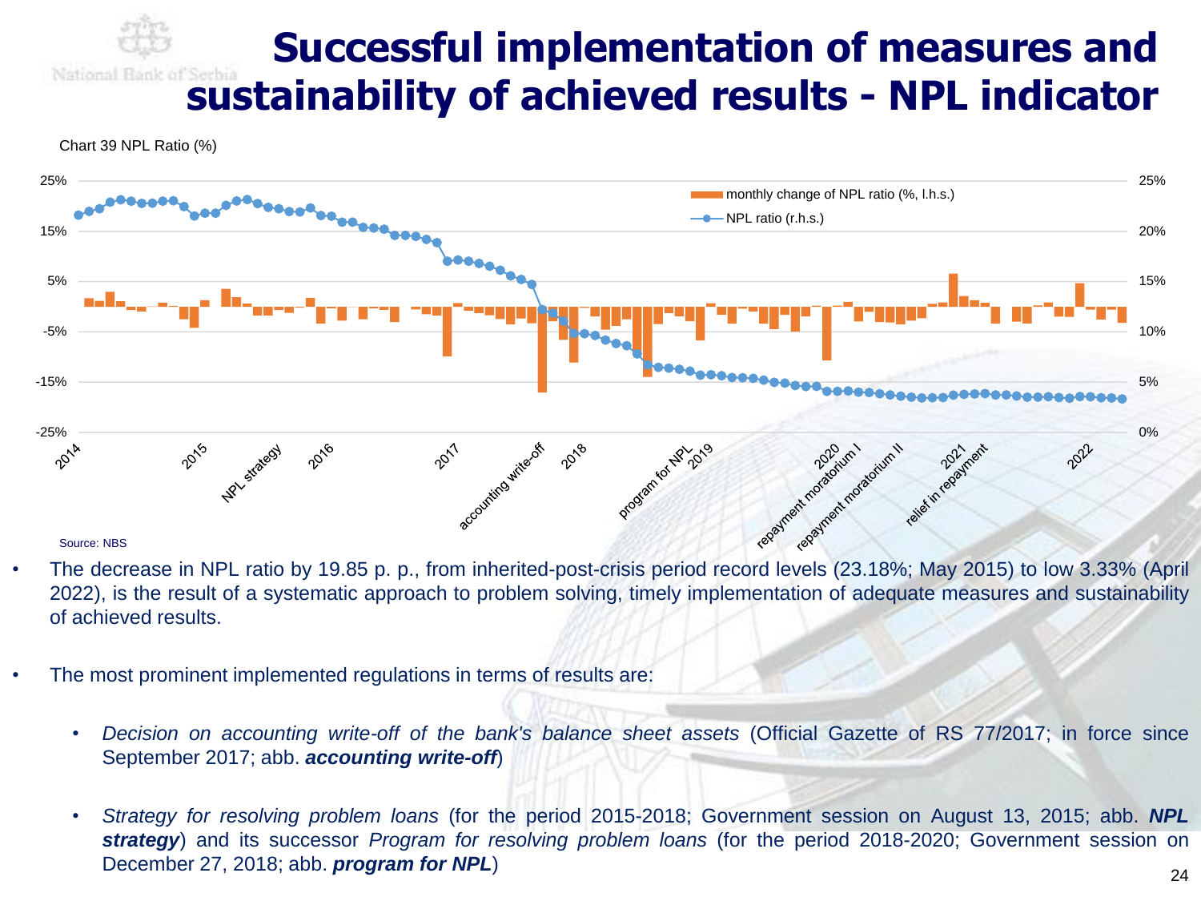# Successful implementation of measures and sustainability of achieved results - NPL indicator

Chart 39 NPL Ratio (%)

Source: NBS

- The decrease in NPL ratio by 19.85 p. p., from inherited-post-crisis period record levels (23.18%; May 2015) to low 3.33% (April 2022), is the result of a systematic approach to problem solving, timely implementation of adequate measures and sustainability of achieved results.

- The most prominent implemented regulations in terms of results are:

  - *Decision on accounting write-off of the bank's balance sheet assets* (Official Gazette of RS 77/2017; in force since September 2017; abb. ***accounting write-off***)

  - *Strategy for resolving problem loans* (for the period 2015-2018; Government session on August 13, 2015; abb. ***NPL strategy***) and its successor *Program for resolving problem loans* (for the period 2018-2020; Government session on December 27, 2018; abb. ***program for NPL***)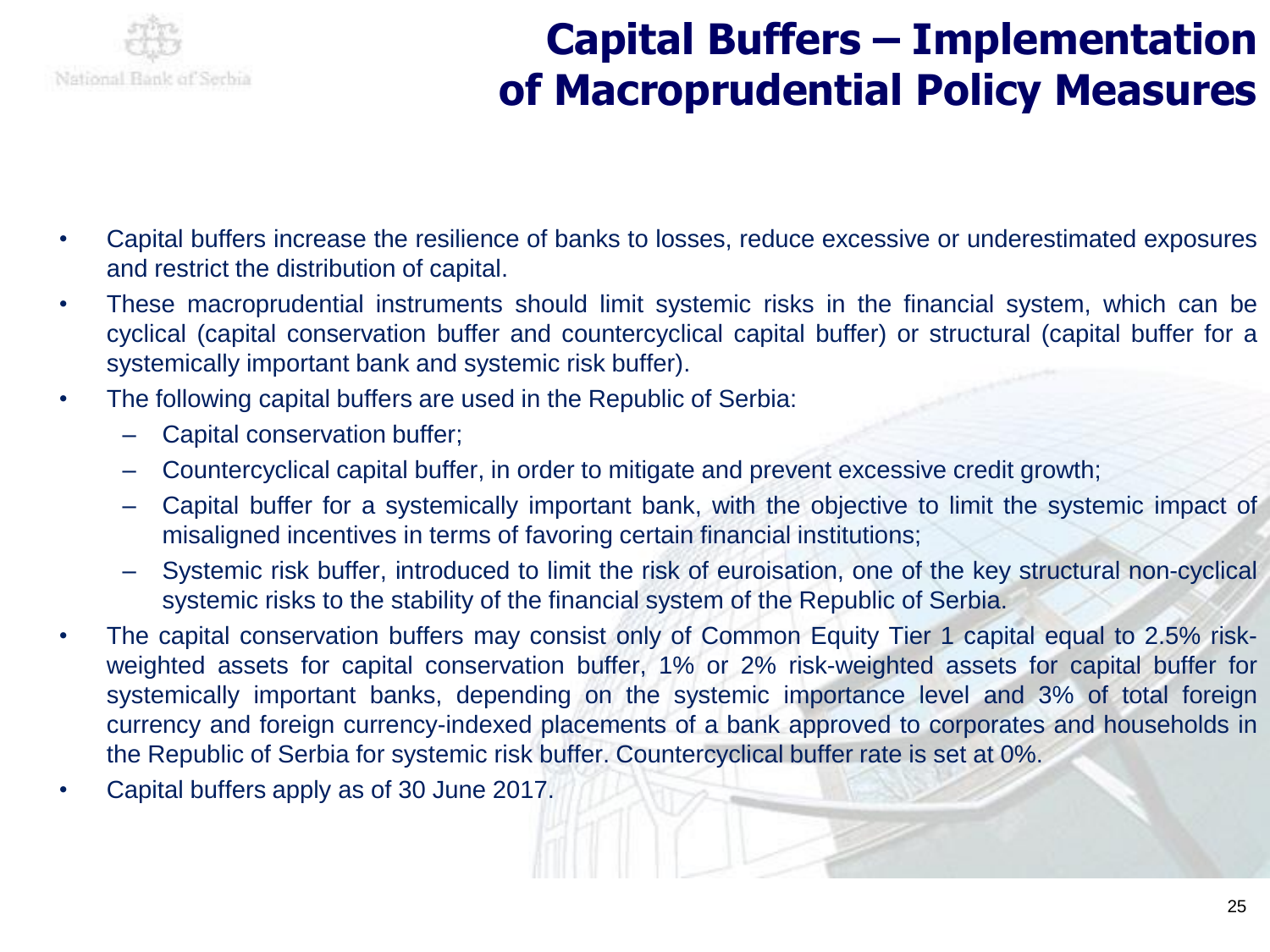# Capital Buffers – Implementation of Macroprudential Policy Measures

- Capital buffers increase the resilience of banks to losses, reduce excessive or underestimated exposures and restrict the distribution of capital.
- These macroprudential instruments should limit systemic risks in the financial system, which can be cyclical (capital conservation buffer and countercyclical capital buffer) or structural (capital buffer for a systemically important bank and systemic risk buffer).
- The following capital buffers are used in the Republic of Serbia:
  - Capital conservation buffer;
  - Countercyclical capital buffer, in order to mitigate and prevent excessive credit growth;
  - Capital buffer for a systemically important bank, with the objective to limit the systemic impact of misaligned incentives in terms of favoring certain financial institutions;
  - Systemic risk buffer, introduced to limit the risk of euroisation, one of the key structural non-cyclical systemic risks to the stability of the financial system of the Republic of Serbia.
- The capital conservation buffers may consist only of Common Equity Tier 1 capital equal to 2.5% risk-weighted assets for capital conservation buffer, 1% or 2% risk-weighted assets for capital buffer for systemically important banks, depending on the systemic importance level and 3% of total foreign currency and foreign currency-indexed placements of a bank approved to corporates and households in the Republic of Serbia for systemic risk buffer. Countercyclical buffer rate is set at 0%.
- Capital buffers apply as of 30 June 2017.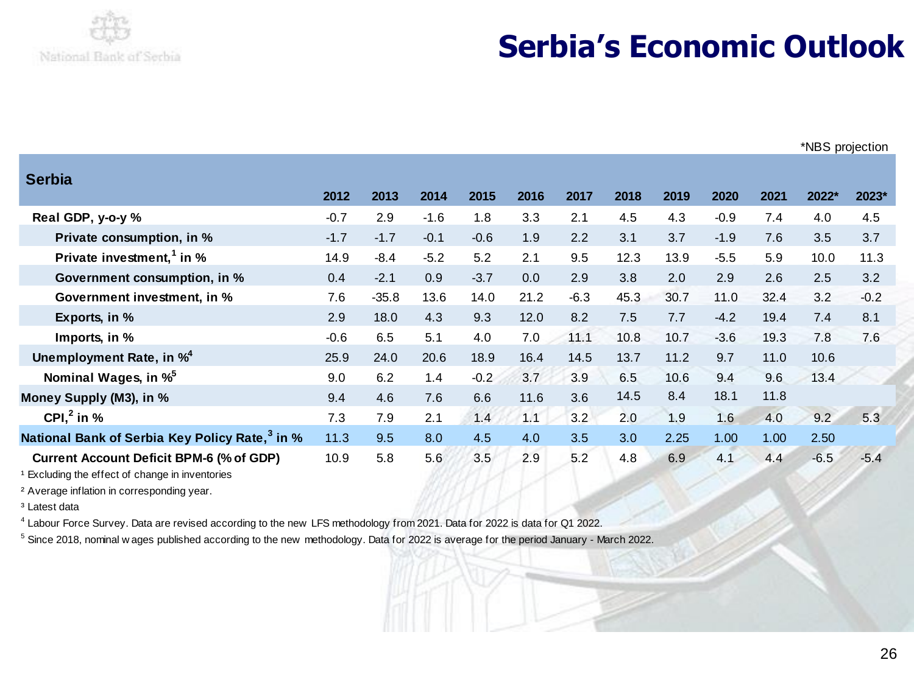# Serbia's Economic Outlook

*NBS projection

| Serbia | 2012 | 2013 | 2014 | 2015 | 2016 | 2017 | 2018 | 2019 | 2020 | 2021 | 2022* | 2023* |
|---|---|---|---|---|---|---|---|---|---|---|---|---|
| **Real GDP, y-o-y %** | -0.7 | 2.9 | -1.6 | 1.8 | 3.3 | 2.1 | 4.5 | 4.3 | -0.9 | 7.4 | 4.0 | 4.5 |
| **Private consumption, in %** | -1.7 | -1.7 | -0.1 | -0.6 | 1.9 | 2.2 | 3.1 | 3.7 | -1.9 | 7.6 | 3.5 | 3.7 |
| **Private investment,[1] in %** | 14.9 | -8.4 | -5.2 | 5.2 | 2.1 | 9.5 | 12.3 | 13.9 | -5.5 | 5.9 | 10.0 | 11.3 |
| **Government consumption, in %** | 0.4 | -2.1 | 0.9 | -3.7 | 0.0 | 2.9 | 3.8 | 2.0 | 2.9 | 2.6 | 2.5 | 3.2 |
| **Government investment, in %** | 7.6 | -35.8 | 13.6 | 14.0 | 21.2 | -6.3 | 45.3 | 30.7 | 11.0 | 32.4 | 3.2 | -0.2 |
| **Exports, in %** | 2.9 | 18.0 | 4.3 | 9.3 | 12.0 | 8.2 | 7.5 | 7.7 | -4.2 | 19.4 | 7.4 | 8.1 |
| **Imports, in %** | -0.6 | 6.5 | 5.1 | 4.0 | 7.0 | 11.1 | 10.8 | 10.7 | -3.6 | 19.3 | 7.8 | 7.6 |
| **Unemployment Rate, in %[4]** | 25.9 | 24.0 | 20.6 | 18.9 | 16.4 | 14.5 | 13.7 | 11.2 | 9.7 | 11.0 | 10.6 | |
| **Nominal Wages, in %[5]** | 9.0 | 6.2 | 1.4 | -0.2 | 3.7 | 3.9 | 6.5 | 10.6 | 9.4 | 9.6 | 13.4 | |
| **Money Supply (M3), in %** | 9.4 | 4.6 | 7.6 | 6.6 | 11.6 | 3.6 | 14.5 | 8.4 | 18.1 | 11.8 | | |
| **CPI,[2] in %** | 7.3 | 7.9 | 2.1 | 1.4 | 1.1 | 3.2 | 2.0 | 1.9 | 1.6 | 4.0 | 9.2 | 5.3 |
| **National Bank of Serbia Key Policy Rate,[3] in %** | 11.3 | 9.5 | 8.0 | 4.5 | 4.0 | 3.5 | 3.0 | 2.25 | 1.00 | 1.00 | 2.50 | |
| **Current Account Deficit BPM-6 (% of GDP)** | 10.9 | 5.8 | 5.6 | 3.5 | 2.9 | 5.2 | 4.8 | 6.9 | 4.1 | 4.4 | -6.5 | -5.4 |

[1] Excluding the effect of change in inventories

[2] Average inflation in corresponding year.

[3] Latest data

[4] Labour Force Survey. Data are revised according to the new LFS methodology from 2021. Data for 2022 is data for Q1 2022.

[5] Since 2018, nominal wages published according to the new methodology. Data for 2022 is average for the period January - March 2022.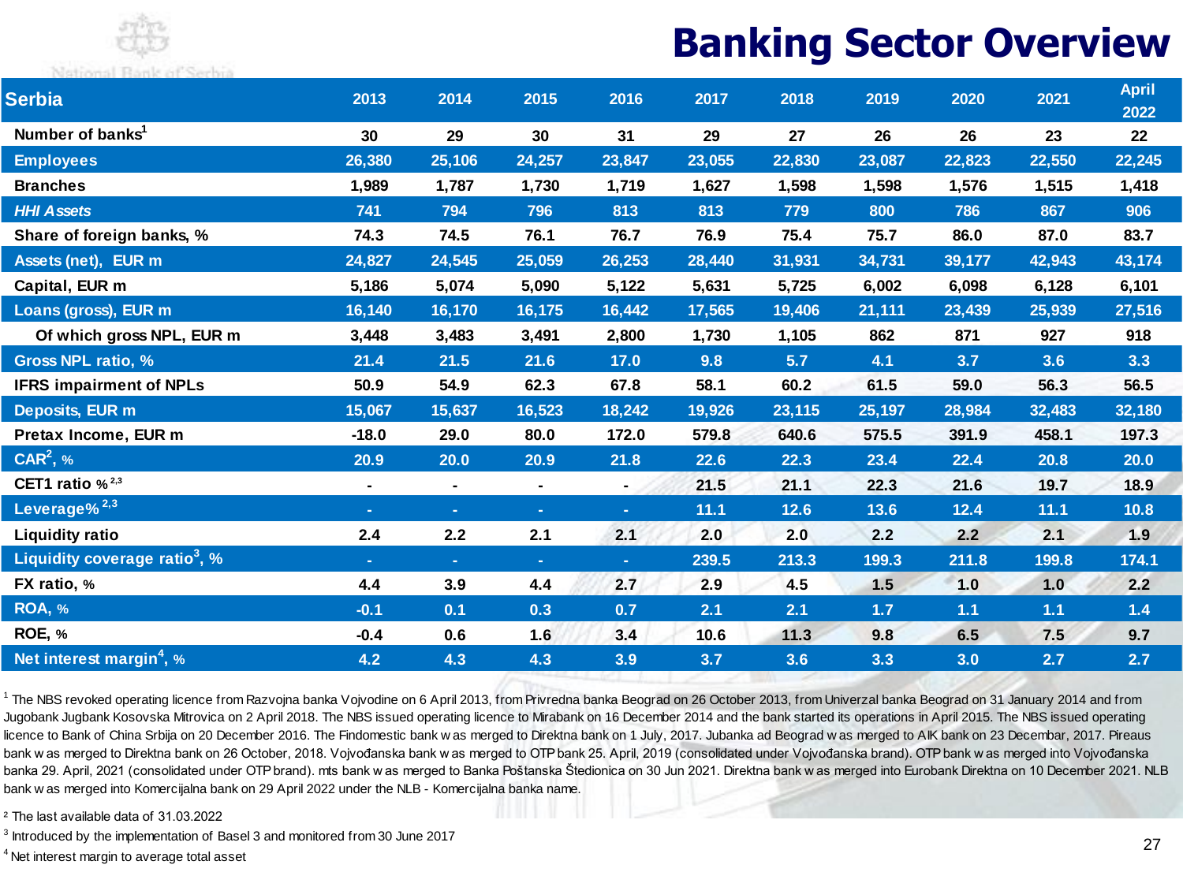# Banking Sector Overview

| Serbia | 2013 | 2014 | 2015 | 2016 | 2017 | 2018 | 2019 | 2020 | 2021 | April 2022 |
|---|---|---|---|---|---|---|---|---|---|---|
| Number of banks[1] | 30 | 29 | 30 | 31 | 29 | 27 | 26 | 26 | 23 | 22 |
| Employees | 26,380 | 25,106 | 24,257 | 23,847 | 23,055 | 22,830 | 23,087 | 22,823 | 22,550 | 22,245 |
| Branches | 1,989 | 1,787 | 1,730 | 1,719 | 1,627 | 1,598 | 1,598 | 1,576 | 1,515 | 1,418 |
| *HHI Assets* | 741 | 794 | 796 | 813 | 813 | 779 | 800 | 786 | 867 | 906 |
| Share of foreign banks, % | 74.3 | 74.5 | 76.1 | 76.7 | 76.9 | 75.4 | 75.7 | 86.0 | 87.0 | 83.7 |
| Assets (net), EUR m | 24,827 | 24,545 | 25,059 | 26,253 | 28,440 | 31,931 | 34,731 | 39,177 | 42,943 | 43,174 |
| Capital, EUR m | 5,186 | 5,074 | 5,090 | 5,122 | 5,631 | 5,725 | 6,002 | 6,098 | 6,128 | 6,101 |
| Loans (gross), EUR m | 16,140 | 16,170 | 16,175 | 16,442 | 17,565 | 19,406 | 21,111 | 23,439 | 25,939 | 27,516 |
| Of which gross NPL, EUR m | 3,448 | 3,483 | 3,491 | 2,800 | 1,730 | 1,105 | 862 | 871 | 927 | 918 |
| Gross NPL ratio, % | 21.4 | 21.5 | 21.6 | 17.0 | 9.8 | 5.7 | 4.1 | 3.7 | 3.6 | 3.3 |
| IFRS impairment of NPLs | 50.9 | 54.9 | 62.3 | 67.8 | 58.1 | 60.2 | 61.5 | 59.0 | 56.3 | 56.5 |
| Deposits, EUR m | 15,067 | 15,637 | 16,523 | 18,242 | 19,926 | 23,115 | 25,197 | 28,984 | 32,483 | 32,180 |
| Pretax Income, EUR m | -18.0 | 29.0 | 80.0 | 172.0 | 579.8 | 640.6 | 575.5 | 391.9 | 458.1 | 197.3 |
| CAR[2], % | 20.9 | 20.0 | 20.9 | 21.8 | 22.6 | 22.3 | 23.4 | 22.4 | 20.8 | 20.0 |
| CET1 ratio %[2,3] | - | - | - | - | 21.5 | 21.1 | 22.3 | 21.6 | 19.7 | 18.9 |
| Leverage%[2,3] | - | - | - | - | 11.1 | 12.6 | 13.6 | 12.4 | 11.1 | 10.8 |
| Liquidity ratio | 2.4 | 2.2 | 2.1 | 2.1 | 2.0 | 2.0 | 2.2 | 2.2 | 2.1 | 1.9 |
| Liquidity coverage ratio[3], % | - | - | - | - | 239.5 | 213.3 | 199.3 | 211.8 | 199.8 | 174.1 |
| FX ratio, % | 4.4 | 3.9 | 4.4 | 2.7 | 2.9 | 4.5 | 1.5 | 1.0 | 1.0 | 2.2 |
| ROA, % | -0.1 | 0.1 | 0.3 | 0.7 | 2.1 | 2.1 | 1.7 | 1.1 | 1.1 | 1.4 |
| ROE, % | -0.4 | 0.6 | 1.6 | 3.4 | 10.6 | 11.3 | 9.8 | 6.5 | 7.5 | 9.7 |
| Net interest margin[4], % | 4.2 | 4.3 | 4.3 | 3.9 | 3.7 | 3.6 | 3.3 | 3.0 | 2.7 | 2.7 |

[1] The NBS revoked operating licence from Razvojna banka Vojvodine on 6 April 2013, from Privredna banka Beograd on 26 October 2013, from Univerzal banka Beograd on 31 January 2014 and from Jugobank Jugbank Kosovska Mitrovica on 2 April 2018. The NBS issued operating licence to Mirabank on 16 December 2014 and the bank started its operations in April 2015. The NBS issued operating licence to Bank of China Srbija on 20 December 2016. The Findomestic bank was merged to Direktna bank on 1 July, 2017. Jubanka ad Beograd was merged to AIK bank on 23 Decembar, 2017. Pireaus bank was merged to Direktna bank on 26 October, 2018. Vojvođanska bank was merged to OTP bank 25. April, 2019 (consolidated under Vojvođanska brand). OTP bank was merged into Vojvođanska banka 29. April, 2021 (consolidated under OTP brand). mts bank was merged to Banka Poštanska Štedionica on 30 Jun 2021. Direktna bank was merged into Eurobank Direktna on 10 December 2021. NLB bank was merged into Komercijalna bank on 29 April 2022 under the NLB - Komercijalna banka name.

[2] The last available data of 31.03.2022

[3] Introduced by the implementation of Basel 3 and monitored from 30 June 2017

[4] Net interest margin to average total asset